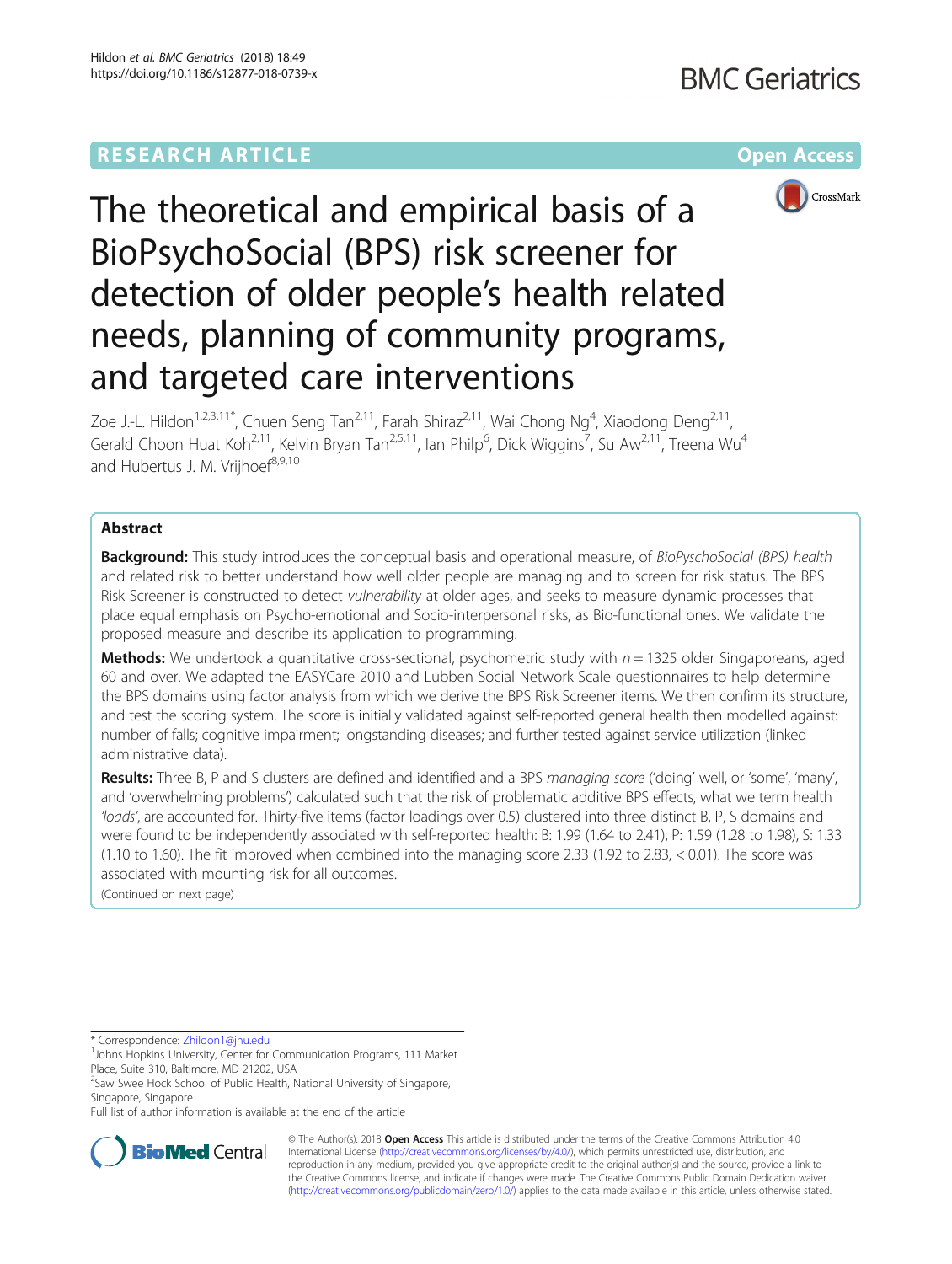RESEARCH ARTICLE

Open Access

# The theoretical and empirical basis of a BioPsychoSocial (BPS) risk screener for detection of older people's health related needs, planning of community programs, and targeted care interventions

Zoe J.-L. Hildon[1,2,3,11*], Chuen Seng Tan[2,11], Farah Shiraz[2,11], Wai Chong Ng[4], Xiaodong Deng[2,11], Gerald Choon Huat Koh[2,11], Kelvin Bryan Tan[2,5,11], Ian Philp[6], Dick Wiggins[7], Su Aw[2,11], Treena Wu[4] and Hubertus J. M. Vrijhoef[8,9,10]

## Abstract

**Background:** This study introduces the conceptual basis and operational measure, of *BioPyschoSocial (BPS) health* and related risk to better understand how well older people are managing and to screen for risk status. The BPS Risk Screener is constructed to detect *vulnerability* at older ages, and seeks to measure dynamic processes that place equal emphasis on Psycho-emotional and Socio-interpersonal risks, as Bio-functional ones. We validate the proposed measure and describe its application to programming.

**Methods:** We undertook a quantitative cross-sectional, psychometric study with $n = 1325$ older Singaporeans, aged 60 and over. We adapted the EASYCare 2010 and Lubben Social Network Scale questionnaires to help determine the BPS domains using factor analysis from which we derive the BPS Risk Screener items. We then confirm its structure, and test the scoring system. The score is initially validated against self-reported general health then modelled against: number of falls; cognitive impairment; longstanding diseases; and further tested against service utilization (linked administrative data).

**Results:** Three B, P and S clusters are defined and identified and a BPS *managing score* ('doing' well, or 'some', 'many', and 'overwhelming problems') calculated such that the risk of problematic additive BPS effects, what we term health *'loads'*, are accounted for. Thirty-five items (factor loadings over 0.5) clustered into three distinct B, P, S domains and were found to be independently associated with self-reported health: B: 1.99 (1.64 to 2.41), P: 1.59 (1.28 to 1.98), S: 1.33 (1.10 to 1.60). The fit improved when combined into the managing score 2.33 (1.92 to 2.83, < 0.01). The score was associated with mounting risk for all outcomes.

(Continued on next page)

\* Correspondence: Zhildon1@jhu.edu

[1]Johns Hopkins University, Center for Communication Programs, 111 Market Place, Suite 310, Baltimore, MD 21202, USA

[2]Saw Swee Hock School of Public Health, National University of Singapore, Singapore, Singapore

Full list of author information is available at the end of the article

© The Author(s). 2018 **Open Access** This article is distributed under the terms of the Creative Commons Attribution 4.0 International License (http://creativecommons.org/licenses/by/4.0/), which permits unrestricted use, distribution, and reproduction in any medium, provided you give appropriate credit to the original author(s) and the source, provide a link to the Creative Commons license, and indicate if changes were made. The Creative Commons Public Domain Dedication waiver (http://creativecommons.org/publicdomain/zero/1.0/) applies to the data made available in this article, unless otherwise stated.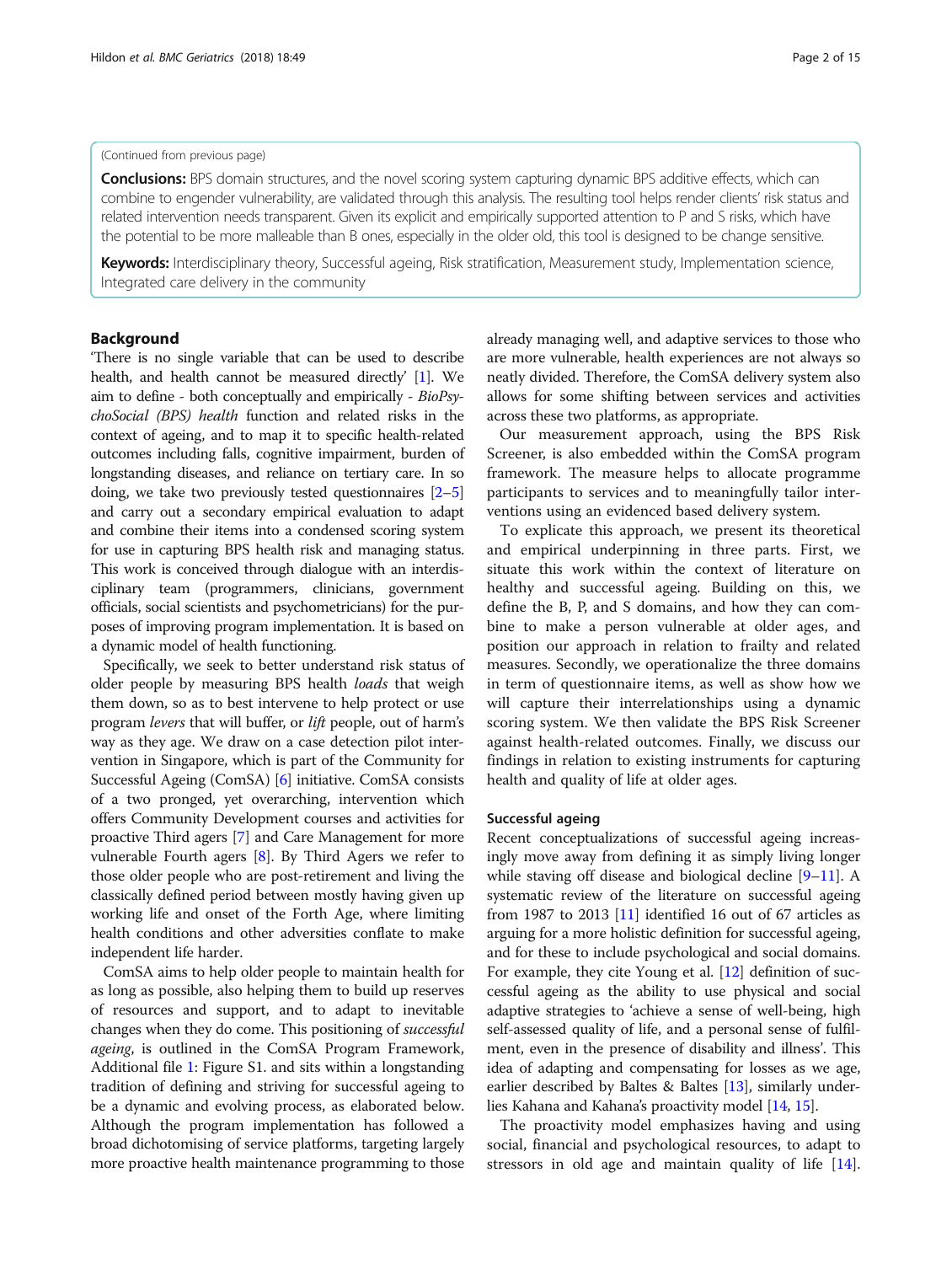(Continued from previous page)

**Conclusions:** BPS domain structures, and the novel scoring system capturing dynamic BPS additive effects, which can combine to engender vulnerability, are validated through this analysis. The resulting tool helps render clients' risk status and related intervention needs transparent. Given its explicit and empirically supported attention to P and S risks, which have the potential to be more malleable than B ones, especially in the older old, this tool is designed to be change sensitive.

**Keywords:** Interdisciplinary theory, Successful ageing, Risk stratification, Measurement study, Implementation science, Integrated care delivery in the community

## Background

'There is no single variable that can be used to describe health, and health cannot be measured directly' [1]. We aim to define - both conceptually and empirically - *BioPsychoSocial (BPS) health* function and related risks in the context of ageing, and to map it to specific health-related outcomes including falls, cognitive impairment, burden of longstanding diseases, and reliance on tertiary care. In so doing, we take two previously tested questionnaires [2–5] and carry out a secondary empirical evaluation to adapt and combine their items into a condensed scoring system for use in capturing BPS health risk and managing status. This work is conceived through dialogue with an interdisciplinary team (programmers, clinicians, government officials, social scientists and psychometricians) for the purposes of improving program implementation. It is based on a dynamic model of health functioning.

Specifically, we seek to better understand risk status of older people by measuring BPS health *loads* that weigh them down, so as to best intervene to help protect or use program *levers* that will buffer, or *lift* people, out of harm's way as they age. We draw on a case detection pilot intervention in Singapore, which is part of the Community for Successful Ageing (ComSA) [6] initiative. ComSA consists of a two pronged, yet overarching, intervention which offers Community Development courses and activities for proactive Third agers [7] and Care Management for more vulnerable Fourth agers [8]. By Third Agers we refer to those older people who are post-retirement and living the classically defined period between mostly having given up working life and onset of the Forth Age, where limiting health conditions and other adversities conflate to make independent life harder.

ComSA aims to help older people to maintain health for as long as possible, also helping them to build up reserves of resources and support, and to adapt to inevitable changes when they do come. This positioning of *successful ageing*, is outlined in the ComSA Program Framework, Additional file 1: Figure S1. and sits within a longstanding tradition of defining and striving for successful ageing to be a dynamic and evolving process, as elaborated below. Although the program implementation has followed a broad dichotomising of service platforms, targeting largely more proactive health maintenance programming to those already managing well, and adaptive services to those who are more vulnerable, health experiences are not always so neatly divided. Therefore, the ComSA delivery system also allows for some shifting between services and activities across these two platforms, as appropriate.

Our measurement approach, using the BPS Risk Screener, is also embedded within the ComSA program framework. The measure helps to allocate programme participants to services and to meaningfully tailor interventions using an evidenced based delivery system.

To explicate this approach, we present its theoretical and empirical underpinning in three parts. First, we situate this work within the context of literature on healthy and successful ageing. Building on this, we define the B, P, and S domains, and how they can combine to make a person vulnerable at older ages, and position our approach in relation to frailty and related measures. Secondly, we operationalize the three domains in term of questionnaire items, as well as show how we will capture their interrelationships using a dynamic scoring system. We then validate the BPS Risk Screener against health-related outcomes. Finally, we discuss our findings in relation to existing instruments for capturing health and quality of life at older ages.

### Successful ageing

Recent conceptualizations of successful ageing increasingly move away from defining it as simply living longer while staving off disease and biological decline [9–11]. A systematic review of the literature on successful ageing from 1987 to 2013 [11] identified 16 out of 67 articles as arguing for a more holistic definition for successful ageing, and for these to include psychological and social domains. For example, they cite Young et al. [12] definition of successful ageing as the ability to use physical and social adaptive strategies to 'achieve a sense of well-being, high self-assessed quality of life, and a personal sense of fulfilment, even in the presence of disability and illness'. This idea of adapting and compensating for losses as we age, earlier described by Baltes & Baltes [13], similarly underlies Kahana and Kahana's proactivity model [14, 15].

The proactivity model emphasizes having and using social, financial and psychological resources, to adapt to stressors in old age and maintain quality of life [14].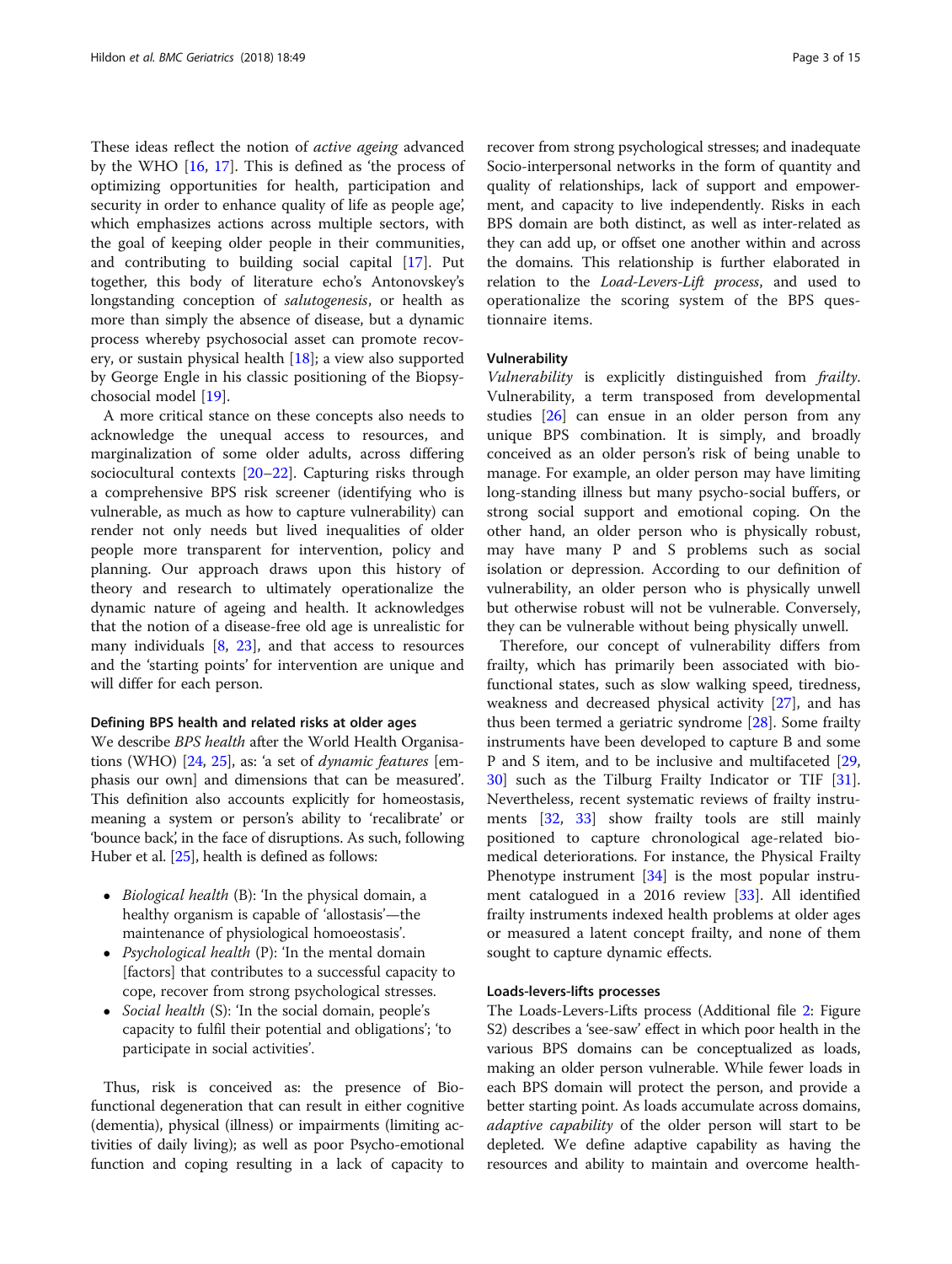These ideas reflect the notion of *active ageing* advanced by the WHO [16, 17]. This is defined as 'the process of optimizing opportunities for health, participation and security in order to enhance quality of life as people age', which emphasizes actions across multiple sectors, with the goal of keeping older people in their communities, and contributing to building social capital [17]. Put together, this body of literature echo's Antonovskey's longstanding conception of *salutogenesis*, or health as more than simply the absence of disease, but a dynamic process whereby psychosocial asset can promote recovery, or sustain physical health [18]; a view also supported by George Engle in his classic positioning of the Biopsychosocial model [19].

A more critical stance on these concepts also needs to acknowledge the unequal access to resources, and marginalization of some older adults, across differing sociocultural contexts [20–22]. Capturing risks through a comprehensive BPS risk screener (identifying who is vulnerable, as much as how to capture vulnerability) can render not only needs but lived inequalities of older people more transparent for intervention, policy and planning. Our approach draws upon this history of theory and research to ultimately operationalize the dynamic nature of ageing and health. It acknowledges that the notion of a disease-free old age is unrealistic for many individuals [8, 23], and that access to resources and the 'starting points' for intervention are unique and will differ for each person.

### Defining BPS health and related risks at older ages

We describe *BPS health* after the World Health Organisations (WHO) [24, 25], as: 'a set of *dynamic features* [emphasis our own] and dimensions that can be measured'. This definition also accounts explicitly for homeostasis, meaning a system or person's ability to 'recalibrate' or 'bounce back', in the face of disruptions. As such, following Huber et al. [25], health is defined as follows:

- *Biological health* (B): 'In the physical domain, a healthy organism is capable of 'allostasis'—the maintenance of physiological homoeostasis'.
- *Psychological health* (P): 'In the mental domain [factors] that contributes to a successful capacity to cope, recover from strong psychological stresses.
- *Social health* (S): 'In the social domain, people's capacity to fulfil their potential and obligations'; 'to participate in social activities'.

Thus, risk is conceived as: the presence of Bio-functional degeneration that can result in either cognitive (dementia), physical (illness) or impairments (limiting activities of daily living); as well as poor Psycho-emotional function and coping resulting in a lack of capacity to recover from strong psychological stresses; and inadequate Socio-interpersonal networks in the form of quantity and quality of relationships, lack of support and empowerment, and capacity to live independently. Risks in each BPS domain are both distinct, as well as inter-related as they can add up, or offset one another within and across the domains. This relationship is further elaborated in relation to the *Load-Levers-Lift process*, and used to operationalize the scoring system of the BPS questionnaire items.

### Vulnerability

*Vulnerability* is explicitly distinguished from *frailty*. Vulnerability, a term transposed from developmental studies [26] can ensue in an older person from any unique BPS combination. It is simply, and broadly conceived as an older person's risk of being unable to manage. For example, an older person may have limiting long-standing illness but many psycho-social buffers, or strong social support and emotional coping. On the other hand, an older person who is physically robust, may have many P and S problems such as social isolation or depression. According to our definition of vulnerability, an older person who is physically unwell but otherwise robust will not be vulnerable. Conversely, they can be vulnerable without being physically unwell.

Therefore, our concept of vulnerability differs from frailty, which has primarily been associated with bio-functional states, such as slow walking speed, tiredness, weakness and decreased physical activity [27], and has thus been termed a geriatric syndrome [28]. Some frailty instruments have been developed to capture B and some P and S item, and to be inclusive and multifaceted [29, 30] such as the Tilburg Frailty Indicator or TIF [31]. Nevertheless, recent systematic reviews of frailty instruments [32, 33] show frailty tools are still mainly positioned to capture chronological age-related bio-medical deteriorations. For instance, the Physical Frailty Phenotype instrument [34] is the most popular instrument catalogued in a 2016 review [33]. All identified frailty instruments indexed health problems at older ages or measured a latent concept frailty, and none of them sought to capture dynamic effects.

### Loads-levers-lifts processes

The Loads-Levers-Lifts process (Additional file 2: Figure S2) describes a 'see-saw' effect in which poor health in the various BPS domains can be conceptualized as loads, making an older person vulnerable. While fewer loads in each BPS domain will protect the person, and provide a better starting point. As loads accumulate across domains, *adaptive capability* of the older person will start to be depleted. We define adaptive capability as having the resources and ability to maintain and overcome health-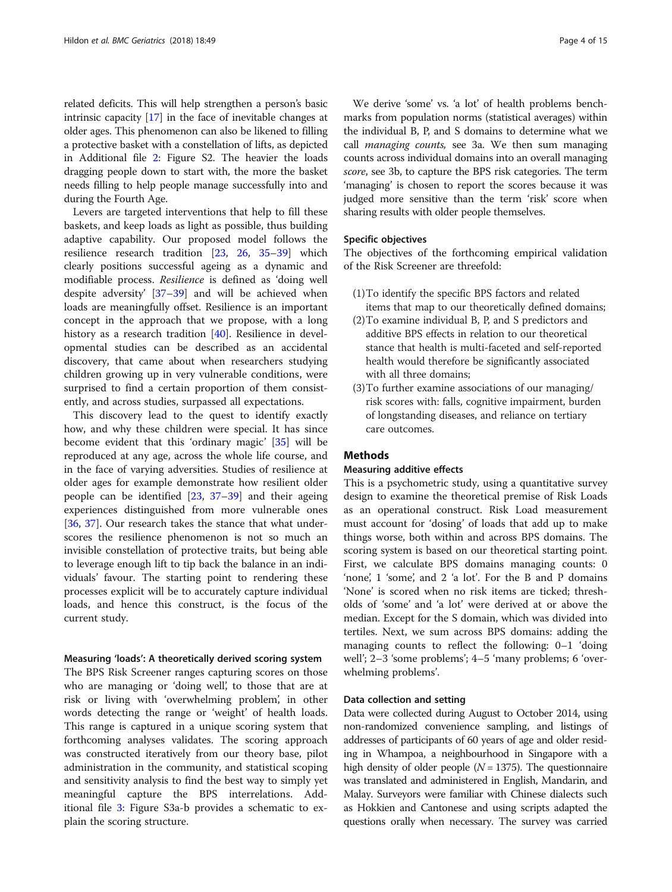related deficits. This will help strengthen a person's basic intrinsic capacity [17] in the face of inevitable changes at older ages. This phenomenon can also be likened to filling a protective basket with a constellation of lifts, as depicted in Additional file 2: Figure S2. The heavier the loads dragging people down to start with, the more the basket needs filling to help people manage successfully into and during the Fourth Age.

Levers are targeted interventions that help to fill these baskets, and keep loads as light as possible, thus building adaptive capability. Our proposed model follows the resilience research tradition [23, 26, 35–39] which clearly positions successful ageing as a dynamic and modifiable process. *Resilience* is defined as 'doing well despite adversity' [37–39] and will be achieved when loads are meaningfully offset. Resilience is an important concept in the approach that we propose, with a long history as a research tradition [40]. Resilience in developmental studies can be described as an accidental discovery, that came about when researchers studying children growing up in very vulnerable conditions, were surprised to find a certain proportion of them consistently, and across studies, surpassed all expectations.

This discovery lead to the quest to identify exactly how, and why these children were special. It has since become evident that this 'ordinary magic' [35] will be reproduced at any age, across the whole life course, and in the face of varying adversities. Studies of resilience at older ages for example demonstrate how resilient older people can be identified [23, 37–39] and their ageing experiences distinguished from more vulnerable ones [36, 37]. Our research takes the stance that what underscores the resilience phenomenon is not so much an invisible constellation of protective traits, but being able to leverage enough lift to tip back the balance in an individuals' favour. The starting point to rendering these processes explicit will be to accurately capture individual loads, and hence this construct, is the focus of the current study.

#### Measuring 'loads': A theoretically derived scoring system

The BPS Risk Screener ranges capturing scores on those who are managing or 'doing well', to those that are at risk or living with 'overwhelming problem', in other words detecting the range or 'weight' of health loads. This range is captured in a unique scoring system that forthcoming analyses validates. The scoring approach was constructed iteratively from our theory base, pilot administration in the community, and statistical scoping and sensitivity analysis to find the best way to simply yet meaningful capture the BPS interrelations. Additional file 3: Figure S3a-b provides a schematic to explain the scoring structure.

We derive 'some' vs. 'a lot' of health problems benchmarks from population norms (statistical averages) within the individual B, P, and S domains to determine what we call *managing counts,* see 3a. We then sum managing counts across individual domains into an overall managing *score*, see 3b, to capture the BPS risk categories. The term 'managing' is chosen to report the scores because it was judged more sensitive than the term 'risk' score when sharing results with older people themselves.

#### Specific objectives

The objectives of the forthcoming empirical validation of the Risk Screener are threefold:

(1) To identify the specific BPS factors and related items that map to our theoretically defined domains;
(2) To examine individual B, P, and S predictors and additive BPS effects in relation to our theoretical stance that health is multi-faceted and self-reported health would therefore be significantly associated with all three domains;
(3) To further examine associations of our managing/risk scores with: falls, cognitive impairment, burden of longstanding diseases, and reliance on tertiary care outcomes.

## Methods

#### Measuring additive effects

This is a psychometric study, using a quantitative survey design to examine the theoretical premise of Risk Loads as an operational construct. Risk Load measurement must account for 'dosing' of loads that add up to make things worse, both within and across BPS domains. The scoring system is based on our theoretical starting point. First, we calculate BPS domains managing counts: 0 'none', 1 'some', and 2 'a lot'. For the B and P domains 'None' is scored when no risk items are ticked; thresholds of 'some' and 'a lot' were derived at or above the median. Except for the S domain, which was divided into tertiles. Next, we sum across BPS domains: adding the managing counts to reflect the following: 0–1 'doing well'; 2–3 'some problems'; 4–5 'many problems; 6 'overwhelming problems'.

#### Data collection and setting

Data were collected during August to October 2014, using non-randomized convenience sampling, and listings of addresses of participants of 60 years of age and older residing in Whampoa, a neighbourhood in Singapore with a high density of older people ($N = 1375$). The questionnaire was translated and administered in English, Mandarin, and Malay. Surveyors were familiar with Chinese dialects such as Hokkien and Cantonese and using scripts adapted the questions orally when necessary. The survey was carried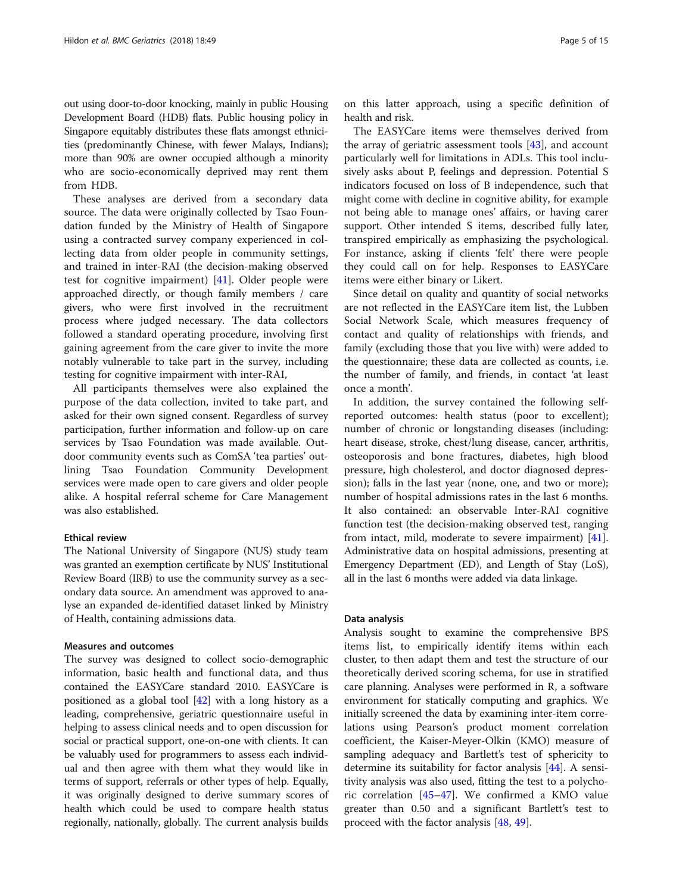out using door-to-door knocking, mainly in public Housing Development Board (HDB) flats. Public housing policy in Singapore equitably distributes these flats amongst ethnicities (predominantly Chinese, with fewer Malays, Indians); more than 90% are owner occupied although a minority who are socio-economically deprived may rent them from HDB.

These analyses are derived from a secondary data source. The data were originally collected by Tsao Foundation funded by the Ministry of Health of Singapore using a contracted survey company experienced in collecting data from older people in community settings, and trained in inter-RAI (the decision-making observed test for cognitive impairment) [41]. Older people were approached directly, or though family members / care givers, who were first involved in the recruitment process where judged necessary. The data collectors followed a standard operating procedure, involving first gaining agreement from the care giver to invite the more notably vulnerable to take part in the survey, including testing for cognitive impairment with inter-RAI,

All participants themselves were also explained the purpose of the data collection, invited to take part, and asked for their own signed consent. Regardless of survey participation, further information and follow-up on care services by Tsao Foundation was made available. Outdoor community events such as ComSA 'tea parties' outlining Tsao Foundation Community Development services were made open to care givers and older people alike. A hospital referral scheme for Care Management was also established.

### Ethical review

The National University of Singapore (NUS) study team was granted an exemption certificate by NUS' Institutional Review Board (IRB) to use the community survey as a secondary data source. An amendment was approved to analyse an expanded de-identified dataset linked by Ministry of Health, containing admissions data.

### Measures and outcomes

The survey was designed to collect socio-demographic information, basic health and functional data, and thus contained the EASYCare standard 2010. EASYCare is positioned as a global tool [42] with a long history as a leading, comprehensive, geriatric questionnaire useful in helping to assess clinical needs and to open discussion for social or practical support, one-on-one with clients. It can be valuably used for programmers to assess each individual and then agree with them what they would like in terms of support, referrals or other types of help. Equally, it was originally designed to derive summary scores of health which could be used to compare health status regionally, nationally, globally. The current analysis builds on this latter approach, using a specific definition of health and risk.

The EASYCare items were themselves derived from the array of geriatric assessment tools [43], and account particularly well for limitations in ADLs. This tool inclusively asks about P, feelings and depression. Potential S indicators focused on loss of B independence, such that might come with decline in cognitive ability, for example not being able to manage ones' affairs, or having carer support. Other intended S items, described fully later, transpired empirically as emphasizing the psychological. For instance, asking if clients 'felt' there were people they could call on for help. Responses to EASYCare items were either binary or Likert.

Since detail on quality and quantity of social networks are not reflected in the EASYCare item list, the Lubben Social Network Scale, which measures frequency of contact and quality of relationships with friends, and family (excluding those that you live with) were added to the questionnaire; these data are collected as counts, i.e. the number of family, and friends, in contact 'at least once a month'.

In addition, the survey contained the following self-reported outcomes: health status (poor to excellent); number of chronic or longstanding diseases (including: heart disease, stroke, chest/lung disease, cancer, arthritis, osteoporosis and bone fractures, diabetes, high blood pressure, high cholesterol, and doctor diagnosed depression); falls in the last year (none, one, and two or more); number of hospital admissions rates in the last 6 months. It also contained: an observable Inter-RAI cognitive function test (the decision-making observed test, ranging from intact, mild, moderate to severe impairment) [41]. Administrative data on hospital admissions, presenting at Emergency Department (ED), and Length of Stay (LoS), all in the last 6 months were added via data linkage.

### Data analysis

Analysis sought to examine the comprehensive BPS items list, to empirically identify items within each cluster, to then adapt them and test the structure of our theoretically derived scoring schema, for use in stratified care planning. Analyses were performed in R, a software environment for statically computing and graphics. We initially screened the data by examining inter-item correlations using Pearson's product moment correlation coefficient, the Kaiser-Meyer-Olkin (KMO) measure of sampling adequacy and Bartlett's test of sphericity to determine its suitability for factor analysis [44]. A sensitivity analysis was also used, fitting the test to a polychoric correlation [45–47]. We confirmed a KMO value greater than 0.50 and a significant Bartlett's test to proceed with the factor analysis [48, 49].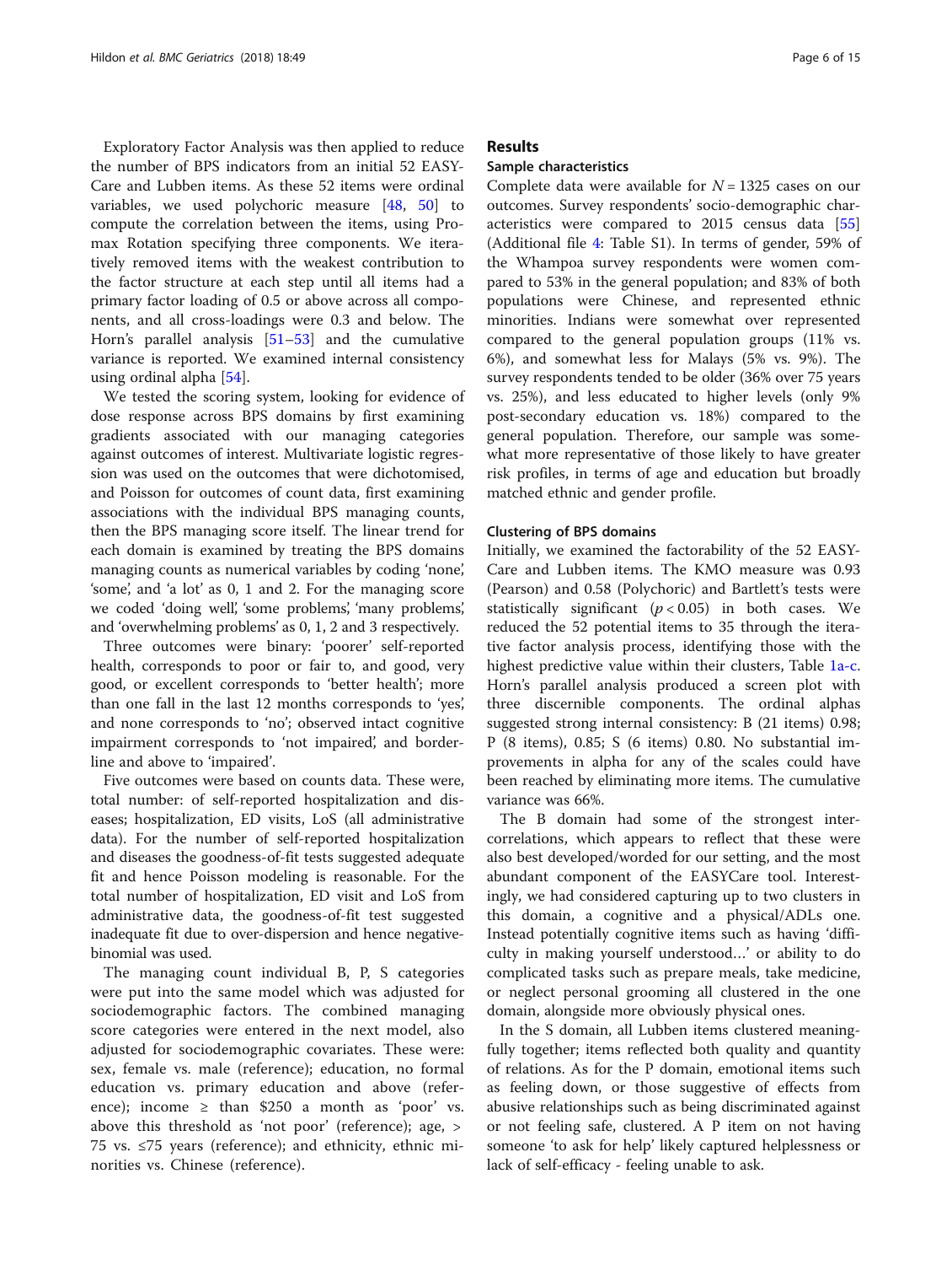Exploratory Factor Analysis was then applied to reduce the number of BPS indicators from an initial 52 EASY-Care and Lubben items. As these 52 items were ordinal variables, we used polychoric measure [48, 50] to compute the correlation between the items, using Promax Rotation specifying three components. We iteratively removed items with the weakest contribution to the factor structure at each step until all items had a primary factor loading of 0.5 or above across all components, and all cross-loadings were 0.3 and below. The Horn's parallel analysis [51–53] and the cumulative variance is reported. We examined internal consistency using ordinal alpha [54].

We tested the scoring system, looking for evidence of dose response across BPS domains by first examining gradients associated with our managing categories against outcomes of interest. Multivariate logistic regression was used on the outcomes that were dichotomised, and Poisson for outcomes of count data, first examining associations with the individual BPS managing counts, then the BPS managing score itself. The linear trend for each domain is examined by treating the BPS domains managing counts as numerical variables by coding 'none', 'some', and 'a lot' as 0, 1 and 2. For the managing score we coded 'doing well', 'some problems', 'many problems', and 'overwhelming problems' as 0, 1, 2 and 3 respectively.

Three outcomes were binary: 'poorer' self-reported health, corresponds to poor or fair to, and good, very good, or excellent corresponds to 'better health'; more than one fall in the last 12 months corresponds to 'yes', and none corresponds to 'no'; observed intact cognitive impairment corresponds to 'not impaired', and borderline and above to 'impaired'.

Five outcomes were based on counts data. These were, total number: of self-reported hospitalization and diseases; hospitalization, ED visits, LoS (all administrative data). For the number of self-reported hospitalization and diseases the goodness-of-fit tests suggested adequate fit and hence Poisson modeling is reasonable. For the total number of hospitalization, ED visit and LoS from administrative data, the goodness-of-fit test suggested inadequate fit due to over-dispersion and hence negative-binomial was used.

The managing count individual B, P, S categories were put into the same model which was adjusted for sociodemographic factors. The combined managing score categories were entered in the next model, also adjusted for sociodemographic covariates. These were: sex, female vs. male (reference); education, no formal education vs. primary education and above (reference); income ≥ than $250 a month as 'poor' vs. above this threshold as 'not poor' (reference); age, > 75 vs. ≤75 years (reference); and ethnicity, ethnic minorities vs. Chinese (reference).

## Results

### Sample characteristics

Complete data were available for $N = 1325$ cases on our outcomes. Survey respondents' socio-demographic characteristics were compared to 2015 census data [55] (Additional file 4: Table S1). In terms of gender, 59% of the Whampoa survey respondents were women compared to 53% in the general population; and 83% of both populations were Chinese, and represented ethnic minorities. Indians were somewhat over represented compared to the general population groups (11% vs. 6%), and somewhat less for Malays (5% vs. 9%). The survey respondents tended to be older (36% over 75 years vs. 25%), and less educated to higher levels (only 9% post-secondary education vs. 18%) compared to the general population. Therefore, our sample was somewhat more representative of those likely to have greater risk profiles, in terms of age and education but broadly matched ethnic and gender profile.

### Clustering of BPS domains

Initially, we examined the factorability of the 52 EASY-Care and Lubben items. The KMO measure was 0.93 (Pearson) and 0.58 (Polychoric) and Bartlett's tests were statistically significant ($p < 0.05$) in both cases. We reduced the 52 potential items to 35 through the iterative factor analysis process, identifying those with the highest predictive value within their clusters, Table 1a-c. Horn's parallel analysis produced a screen plot with three discernible components. The ordinal alphas suggested strong internal consistency: B (21 items) 0.98; P (8 items), 0.85; S (6 items) 0.80. No substantial improvements in alpha for any of the scales could have been reached by eliminating more items. The cumulative variance was 66%.

The B domain had some of the strongest intercorrelations, which appears to reflect that these were also best developed/worded for our setting, and the most abundant component of the EASYCare tool. Interestingly, we had considered capturing up to two clusters in this domain, a cognitive and a physical/ADLs one. Instead potentially cognitive items such as having 'difficulty in making yourself understood…' or ability to do complicated tasks such as prepare meals, take medicine, or neglect personal grooming all clustered in the one domain, alongside more obviously physical ones.

In the S domain, all Lubben items clustered meaningfully together; items reflected both quality and quantity of relations. As for the P domain, emotional items such as feeling down, or those suggestive of effects from abusive relationships such as being discriminated against or not feeling safe, clustered. A P item on not having someone 'to ask for help' likely captured helplessness or lack of self-efficacy - feeling unable to ask.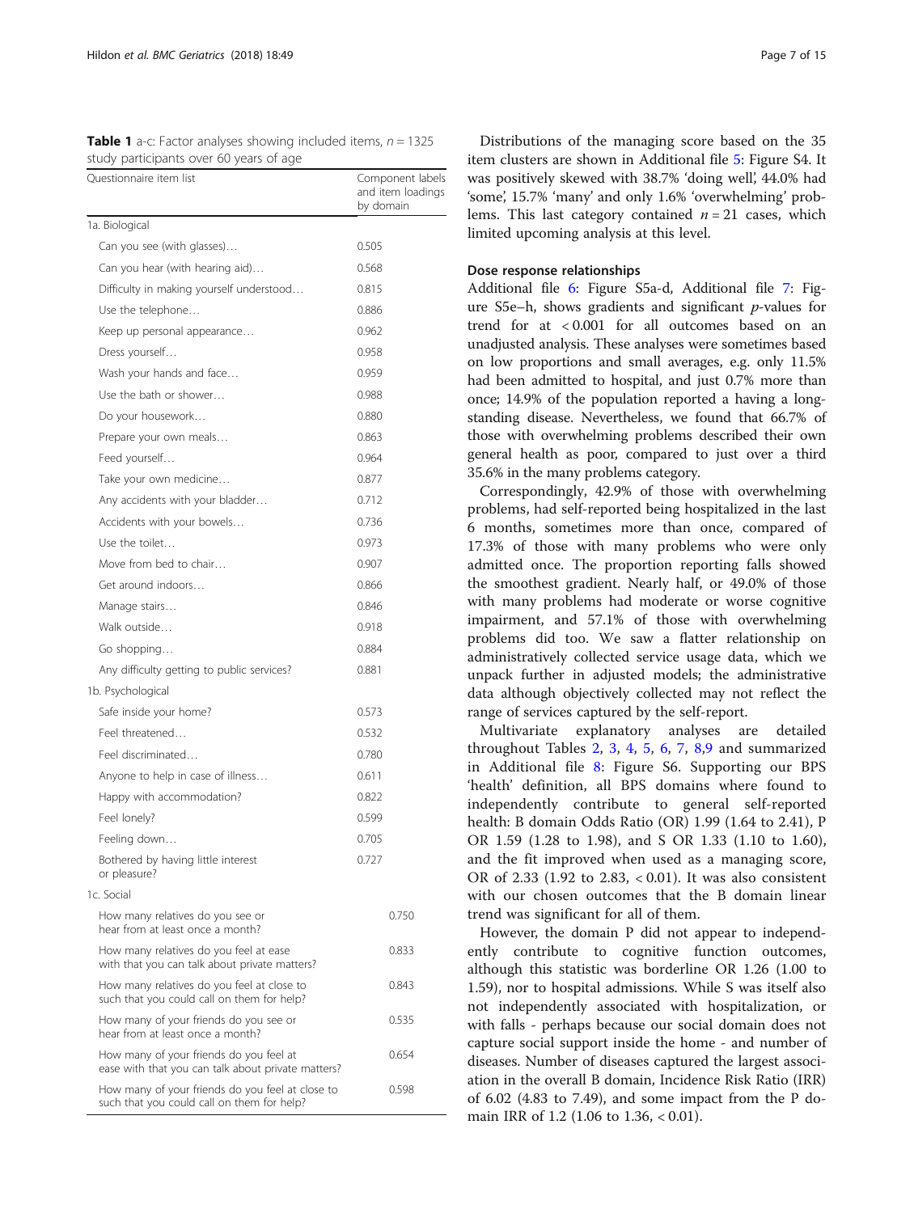**Table 1** a-c: Factor analyses showing included items, $n = 1325$ study participants over 60 years of age

| Questionnaire item list | Component labels and item loadings by domain | |
|---|---|---|
| 1a. Biological | | |
| Can you see (with glasses)… | 0.505 | |
| Can you hear (with hearing aid)… | 0.568 | |
| Difficulty in making yourself understood… | 0.815 | |
| Use the telephone… | 0.886 | |
| Keep up personal appearance… | 0.962 | |
| Dress yourself… | 0.958 | |
| Wash your hands and face… | 0.959 | |
| Use the bath or shower… | 0.988 | |
| Do your housework… | 0.880 | |
| Prepare your own meals… | 0.863 | |
| Feed yourself… | 0.964 | |
| Take your own medicine… | 0.877 | |
| Any accidents with your bladder… | 0.712 | |
| Accidents with your bowels… | 0.736 | |
| Use the toilet… | 0.973 | |
| Move from bed to chair… | 0.907 | |
| Get around indoors… | 0.866 | |
| Manage stairs… | 0.846 | |
| Walk outside… | 0.918 | |
| Go shopping… | 0.884 | |
| Any difficulty getting to public services? | 0.881 | |
| 1b. Psychological | | |
| Safe inside your home? | 0.573 | |
| Feel threatened… | 0.532 | |
| Feel discriminated… | 0.780 | |
| Anyone to help in case of illness… | 0.611 | |
| Happy with accommodation? | 0.822 | |
| Feel lonely? | 0.599 | |
| Feeling down… | 0.705 | |
| Bothered by having little interest or pleasure? | 0.727 | |
| 1c. Social | | |
| How many relatives do you see or hear from at least once a month? | | 0.750 |
| How many relatives do you feel at ease with that you can talk about private matters? | | 0.833 |
| How many relatives do you feel at close to such that you could call on them for help? | | 0.843 |
| How many of your friends do you see or hear from at least once a month? | | 0.535 |
| How many of your friends do you feel at ease with that you can talk about private matters? | | 0.654 |
| How many of your friends do you feel at close to such that you could call on them for help? | | 0.598 |

Distributions of the managing score based on the 35 item clusters are shown in Additional file 5: Figure S4. It was positively skewed with 38.7% 'doing well', 44.0% had 'some', 15.7% 'many' and only 1.6% 'overwhelming' problems. This last category contained $n = 21$ cases, which limited upcoming analysis at this level.

### Dose response relationships

Additional file 6: Figure S5a-d, Additional file 7: Figure S5e–h, shows gradients and significant $p$-values for trend for at $< 0.001$ for all outcomes based on an unadjusted analysis. These analyses were sometimes based on low proportions and small averages, e.g. only 11.5% had been admitted to hospital, and just 0.7% more than once; 14.9% of the population reported a having a long-standing disease. Nevertheless, we found that 66.7% of those with overwhelming problems described their own general health as poor, compared to just over a third 35.6% in the many problems category.

Correspondingly, 42.9% of those with overwhelming problems, had self-reported being hospitalized in the last 6 months, sometimes more than once, compared of 17.3% of those with many problems who were only admitted once. The proportion reporting falls showed the smoothest gradient. Nearly half, or 49.0% of those with many problems had moderate or worse cognitive impairment, and 57.1% of those with overwhelming problems did too. We saw a flatter relationship on administratively collected service usage data, which we unpack further in adjusted models; the administrative data although objectively collected may not reflect the range of services captured by the self-report.

Multivariate explanatory analyses are detailed throughout Tables 2, 3, 4, 5, 6, 7, 8,9 and summarized in Additional file 8: Figure S6. Supporting our BPS 'health' definition, all BPS domains where found to independently contribute to general self-reported health: B domain Odds Ratio (OR) 1.99 (1.64 to 2.41), P OR 1.59 (1.28 to 1.98), and S OR 1.33 (1.10 to 1.60), and the fit improved when used as a managing score, OR of 2.33 (1.92 to 2.83, $< 0.01$). It was also consistent with our chosen outcomes that the B domain linear trend was significant for all of them.

However, the domain P did not appear to independently contribute to cognitive function outcomes, although this statistic was borderline OR 1.26 (1.00 to 1.59), nor to hospital admissions. While S was itself also not independently associated with hospitalization, or with falls - perhaps because our social domain does not capture social support inside the home - and number of diseases. Number of diseases captured the largest association in the overall B domain, Incidence Risk Ratio (IRR) of 6.02 (4.83 to 7.49), and some impact from the P domain IRR of 1.2 (1.06 to 1.36, $< 0.01$).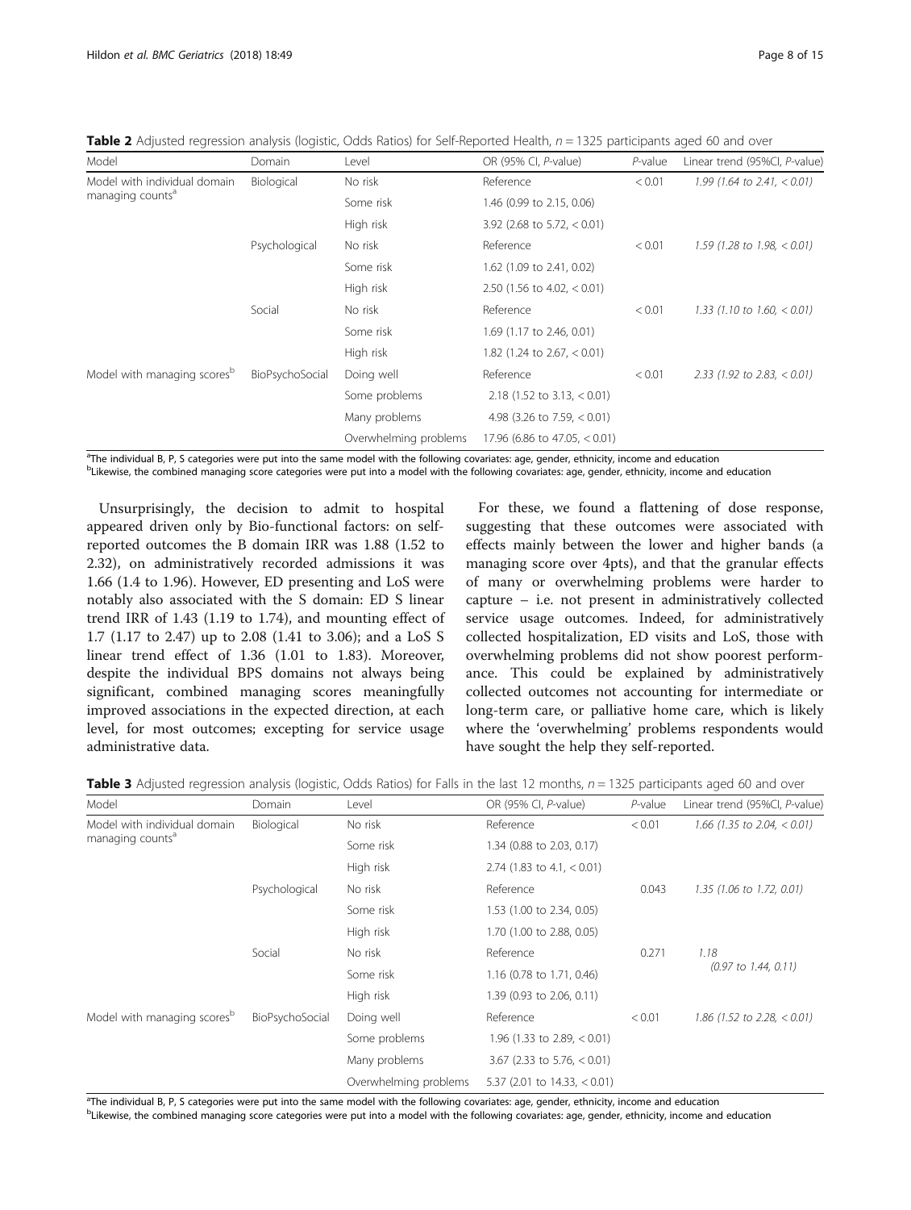**Table 2** Adjusted regression analysis (logistic, Odds Ratios) for Self-Reported Health, $n = 1325$ participants aged 60 and over

| Model | Domain | Level | OR (95% CI, *P*-value) | *P*-value | Linear trend (95%CI, *P*-value) |
|---|---|---|---|---|---|
| Model with individual domain managing counts[a] | Biological | No risk | Reference | < 0.01 | *1.99 (1.64 to 2.41, < 0.01)* |
| | | Some risk | 1.46 (0.99 to 2.15, 0.06) | | |
| | | High risk | 3.92 (2.68 to 5.72, < 0.01) | | |
| | Psychological | No risk | Reference | < 0.01 | *1.59 (1.28 to 1.98, < 0.01)* |
| | | Some risk | 1.62 (1.09 to 2.41, 0.02) | | |
| | | High risk | 2.50 (1.56 to 4.02, < 0.01) | | |
| | Social | No risk | Reference | < 0.01 | *1.33 (1.10 to 1.60, < 0.01)* |
| | | Some risk | 1.69 (1.17 to 2.46, 0.01) | | |
| | | High risk | 1.82 (1.24 to 2.67, < 0.01) | | |
| Model with managing scores[b] | BioPsychoSocial | Doing well | Reference | < 0.01 | *2.33 (1.92 to 2.83, < 0.01)* |
| | | Some problems | 2.18 (1.52 to 3.13, < 0.01) | | |
| | | Many problems | 4.98 (3.26 to 7.59, < 0.01) | | |
| | | Overwhelming problems | 17.96 (6.86 to 47.05, < 0.01) | | |

[a]The individual B, P, S categories were put into the same model with the following covariates: age, gender, ethnicity, income and education
[b]Likewise, the combined managing score categories were put into a model with the following covariates: age, gender, ethnicity, income and education

Unsurprisingly, the decision to admit to hospital appeared driven only by Bio-functional factors: on self-reported outcomes the B domain IRR was 1.88 (1.52 to 2.32), on administratively recorded admissions it was 1.66 (1.4 to 1.96). However, ED presenting and LoS were notably also associated with the S domain: ED S linear trend IRR of 1.43 (1.19 to 1.74), and mounting effect of 1.7 (1.17 to 2.47) up to 2.08 (1.41 to 3.06); and a LoS S linear trend effect of 1.36 (1.01 to 1.83). Moreover, despite the individual BPS domains not always being significant, combined managing scores meaningfully improved associations in the expected direction, at each level, for most outcomes; excepting for service usage administrative data.

For these, we found a flattening of dose response, suggesting that these outcomes were associated with effects mainly between the lower and higher bands (a managing score over 4pts), and that the granular effects of many or overwhelming problems were harder to capture – i.e. not present in administratively collected service usage outcomes. Indeed, for administratively collected hospitalization, ED visits and LoS, those with overwhelming problems did not show poorest performance. This could be explained by administratively collected outcomes not accounting for intermediate or long-term care, or palliative home care, which is likely where the 'overwhelming' problems respondents would have sought the help they self-reported.

**Table 3** Adjusted regression analysis (logistic, Odds Ratios) for Falls in the last 12 months, $n = 1325$ participants aged 60 and over

| Model | Domain | Level | OR (95% CI, *P*-value) | *P*-value | Linear trend (95%CI, *P*-value) |
|---|---|---|---|---|---|
| Model with individual domain managing counts[a] | Biological | No risk | Reference | < 0.01 | *1.66 (1.35 to 2.04, < 0.01)* |
| | | Some risk | 1.34 (0.88 to 2.03, 0.17) | | |
| | | High risk | 2.74 (1.83 to 4.1, < 0.01) | | |
| | Psychological | No risk | Reference | 0.043 | *1.35 (1.06 to 1.72, 0.01)* |
| | | Some risk | 1.53 (1.00 to 2.34, 0.05) | | |
| | | High risk | 1.70 (1.00 to 2.88, 0.05) | | |
| | Social | No risk | Reference | 0.271 | *1.18 (0.97 to 1.44, 0.11)* |
| | | Some risk | 1.16 (0.78 to 1.71, 0.46) | | |
| | | High risk | 1.39 (0.93 to 2.06, 0.11) | | |
| Model with managing scores[b] | BioPsychoSocial | Doing well | Reference | < 0.01 | *1.86 (1.52 to 2.28, < 0.01)* |
| | | Some problems | 1.96 (1.33 to 2.89, < 0.01) | | |
| | | Many problems | 3.67 (2.33 to 5.76, < 0.01) | | |
| | | Overwhelming problems | 5.37 (2.01 to 14.33, < 0.01) | | |

[a]The individual B, P, S categories were put into the same model with the following covariates: age, gender, ethnicity, income and education
[b]Likewise, the combined managing score categories were put into a model with the following covariates: age, gender, ethnicity, income and education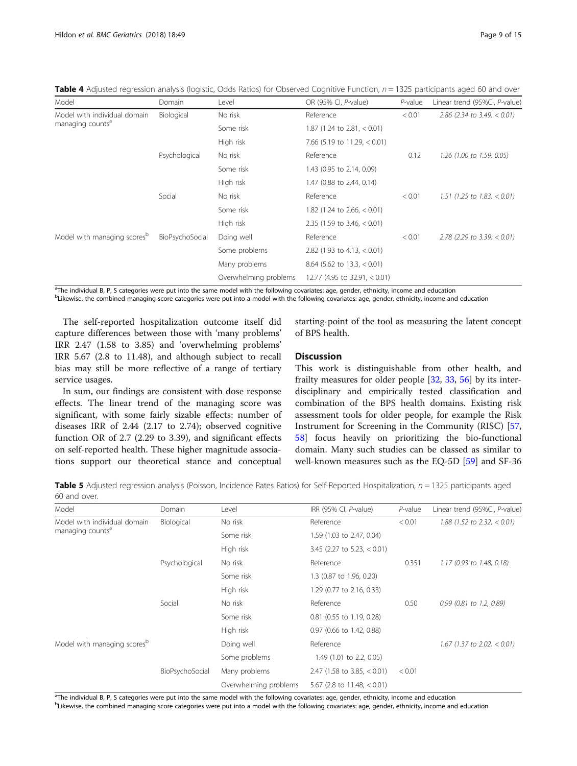**Table 4** Adjusted regression analysis (logistic, Odds Ratios) for Observed Cognitive Function, $n = 1325$ participants aged 60 and over

| Model | Domain | Level | OR (95% CI, *P*-value) | *P*-value | Linear trend (95%CI, *P*-value) |
|---|---|---|---|---|---|
| Model with individual domain managing counts[a] | Biological | No risk | Reference | < 0.01 | *2.86 (2.34 to 3.49, < 0.01)* |
| | | Some risk | 1.87 (1.24 to 2.81, < 0.01) | | |
| | | High risk | 7.66 (5.19 to 11.29, < 0.01) | | |
| | Psychological | No risk | Reference | 0.12 | *1.26 (1.00 to 1.59, 0.05)* |
| | | Some risk | 1.43 (0.95 to 2.14, 0.09) | | |
| | | High risk | 1.47 (0.88 to 2.44, 0.14) | | |
| | Social | No risk | Reference | < 0.01 | *1.51 (1.25 to 1.83, < 0.01)* |
| | | Some risk | 1.82 (1.24 to 2.66, < 0.01) | | |
| | | High risk | 2.35 (1.59 to 3.46, < 0.01) | | |
| Model with managing scores[b] | BioPsychoSocial | Doing well | Reference | < 0.01 | *2.78 (2.29 to 3.39, < 0.01)* |
| | | Some problems | 2.82 (1.93 to 4.13, < 0.01) | | |
| | | Many problems | 8.64 (5.62 to 13.3, < 0.01) | | |
| | | Overwhelming problems | 12.77 (4.95 to 32.91, < 0.01) | | |

[a]The individual B, P, S categories were put into the same model with the following covariates: age, gender, ethnicity, income and education
[b]Likewise, the combined managing score categories were put into a model with the following covariates: age, gender, ethnicity, income and education

The self-reported hospitalization outcome itself did capture differences between those with 'many problems' IRR 2.47 (1.58 to 3.85) and 'overwhelming problems' IRR 5.67 (2.8 to 11.48), and although subject to recall bias may still be more reflective of a range of tertiary service usages.

In sum, our findings are consistent with dose response effects. The linear trend of the managing score was significant, with some fairly sizable effects: number of diseases IRR of 2.44 (2.17 to 2.74); observed cognitive function OR of 2.7 (2.29 to 3.39), and significant effects on self-reported health. These higher magnitude associations support our theoretical stance and conceptual starting-point of the tool as measuring the latent concept of BPS health.

## Discussion

This work is distinguishable from other health, and frailty measures for older people [32, 33, 56] by its interdisciplinary and empirically tested classification and combination of the BPS health domains. Existing risk assessment tools for older people, for example the Risk Instrument for Screening in the Community (RISC) [57, 58] focus heavily on prioritizing the bio-functional domain. Many such studies can be classed as similar to well-known measures such as the EQ-5D [59] and SF-36

**Table 5** Adjusted regression analysis (Poisson, Incidence Rates Ratios) for Self-Reported Hospitalization, $n = 1325$ participants aged 60 and over.

| Model | Domain | Level | IRR (95% CI, *P*-value) | *P*-value | Linear trend (95%CI, *P*-value) |
|---|---|---|---|---|---|
| Model with individual domain managing counts[a] | Biological | No risk | Reference | < 0.01 | *1.88 (1.52 to 2.32, < 0.01)* |
| | | Some risk | 1.59 (1.03 to 2.47, 0.04) | | |
| | | High risk | 3.45 (2.27 to 5.23, < 0.01) | | |
| | Psychological | No risk | Reference | 0.351 | *1.17 (0.93 to 1.48, 0.18)* |
| | | Some risk | 1.3 (0.87 to 1.96, 0.20) | | |
| | | High risk | 1.29 (0.77 to 2.16, 0.33) | | |
| | Social | No risk | Reference | 0.50 | *0.99 (0.81 to 1.2, 0.89)* |
| | | Some risk | 0.81 (0.55 to 1.19, 0.28) | | |
| | | High risk | 0.97 (0.66 to 1.42, 0.88) | | |
| Model with managing scores[b] | | Doing well | Reference | | *1.67 (1.37 to 2.02, < 0.01)* |
| | | Some problems | 1.49 (1.01 to 2.2, 0.05) | | |
| | BioPsychoSocial | Many problems | 2.47 (1.58 to 3.85, < 0.01) | < 0.01 | |
| | | Overwhelming problems | 5.67 (2.8 to 11.48, < 0.01) | | |

[a]The individual B, P, S categories were put into the same model with the following covariates: age, gender, ethnicity, income and education
[b]Likewise, the combined managing score categories were put into a model with the following covariates: age, gender, ethnicity, income and education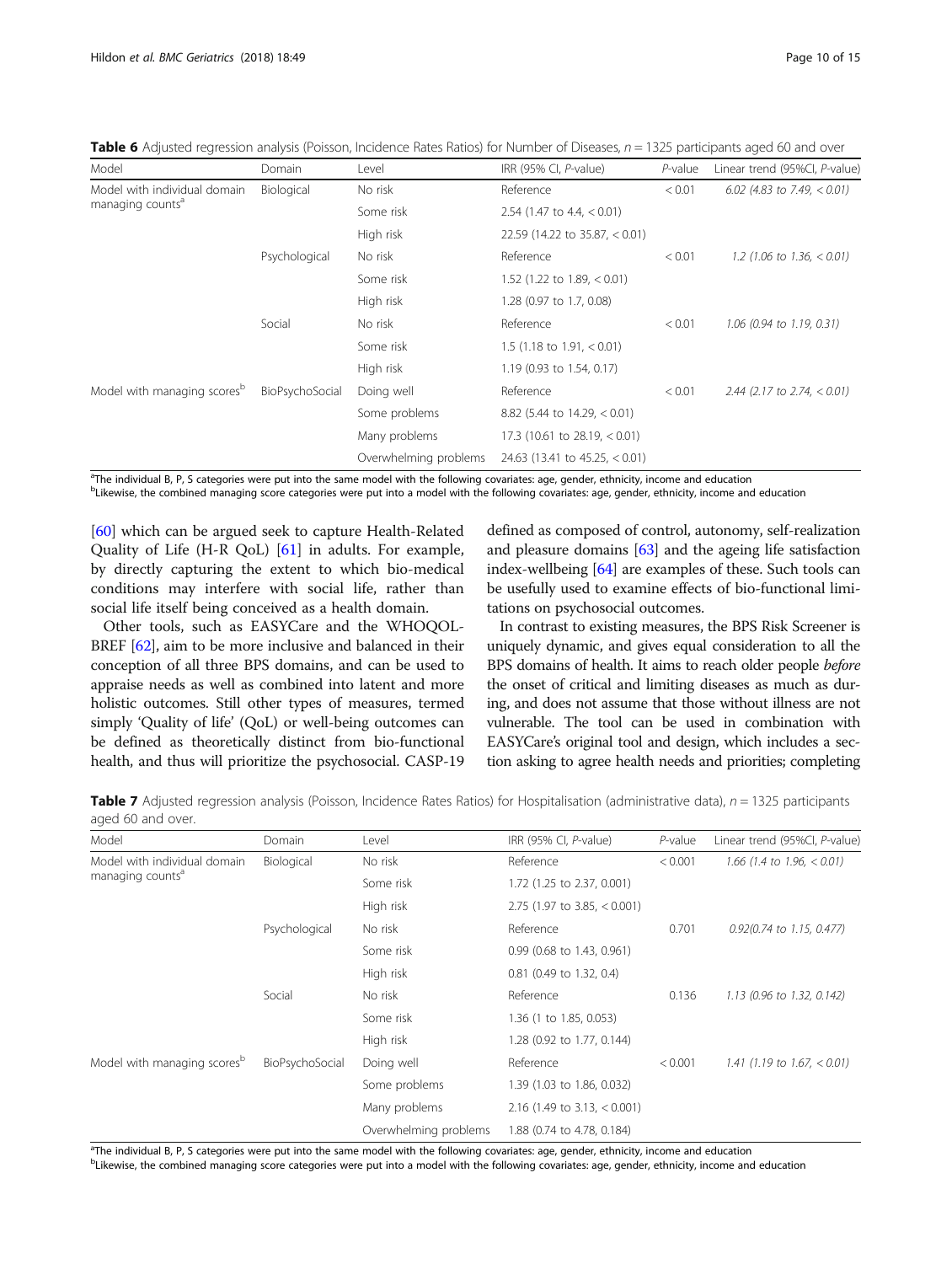**Table 6** Adjusted regression analysis (Poisson, Incidence Rates Ratios) for Number of Diseases, $n = 1325$ participants aged 60 and over

| Model | Domain | Level | IRR (95% CI, *P*-value) | *P*-value | Linear trend (95%CI, *P*-value) |
|---|---|---|---|---|---|
| Model with individual domain managing counts[a] | Biological | No risk | Reference | < 0.01 | *6.02 (4.83 to 7.49, < 0.01)* |
| | | Some risk | 2.54 (1.47 to 4.4, < 0.01) | | |
| | | High risk | 22.59 (14.22 to 35.87, < 0.01) | | |
| | Psychological | No risk | Reference | < 0.01 | *1.2 (1.06 to 1.36, < 0.01)* |
| | | Some risk | 1.52 (1.22 to 1.89, < 0.01) | | |
| | | High risk | 1.28 (0.97 to 1.7, 0.08) | | |
| | Social | No risk | Reference | < 0.01 | *1.06 (0.94 to 1.19, 0.31)* |
| | | Some risk | 1.5 (1.18 to 1.91, < 0.01) | | |
| | | High risk | 1.19 (0.93 to 1.54, 0.17) | | |
| Model with managing scores[b] | BioPsychoSocial | Doing well | Reference | < 0.01 | *2.44 (2.17 to 2.74, < 0.01)* |
| | | Some problems | 8.82 (5.44 to 14.29, < 0.01) | | |
| | | Many problems | 17.3 (10.61 to 28.19, < 0.01) | | |
| | | Overwhelming problems | 24.63 (13.41 to 45.25, < 0.01) | | |

[a]The individual B, P, S categories were put into the same model with the following covariates: age, gender, ethnicity, income and education
[b]Likewise, the combined managing score categories were put into a model with the following covariates: age, gender, ethnicity, income and education

[60] which can be argued seek to capture Health-Related Quality of Life (H-R QoL) [61] in adults. For example, by directly capturing the extent to which bio-medical conditions may interfere with social life, rather than social life itself being conceived as a health domain.

Other tools, such as EASYCare and the WHOQOL-BREF [62], aim to be more inclusive and balanced in their conception of all three BPS domains, and can be used to appraise needs as well as combined into latent and more holistic outcomes. Still other types of measures, termed simply 'Quality of life' (QoL) or well-being outcomes can be defined as theoretically distinct from bio-functional health, and thus will prioritize the psychosocial. CASP-19 defined as composed of control, autonomy, self-realization and pleasure domains [63] and the ageing life satisfaction index-wellbeing [64] are examples of these. Such tools can be usefully used to examine effects of bio-functional limitations on psychosocial outcomes.

In contrast to existing measures, the BPS Risk Screener is uniquely dynamic, and gives equal consideration to all the BPS domains of health. It aims to reach older people *before* the onset of critical and limiting diseases as much as during, and does not assume that those without illness are not vulnerable. The tool can be used in combination with EASYCare's original tool and design, which includes a section asking to agree health needs and priorities; completing

**Table 7** Adjusted regression analysis (Poisson, Incidence Rates Ratios) for Hospitalisation (administrative data), $n = 1325$ participants aged 60 and over.

| Model | Domain | Level | IRR (95% CI, *P*-value) | *P*-value | Linear trend (95%CI, *P*-value) |
|---|---|---|---|---|---|
| Model with individual domain managing counts[a] | Biological | No risk | Reference | < 0.001 | *1.66 (1.4 to 1.96, < 0.01)* |
| | | Some risk | 1.72 (1.25 to 2.37, 0.001) | | |
| | | High risk | 2.75 (1.97 to 3.85, < 0.001) | | |
| | Psychological | No risk | Reference | 0.701 | *0.92(0.74 to 1.15, 0.477)* |
| | | Some risk | 0.99 (0.68 to 1.43, 0.961) | | |
| | | High risk | 0.81 (0.49 to 1.32, 0.4) | | |
| | Social | No risk | Reference | 0.136 | *1.13 (0.96 to 1.32, 0.142)* |
| | | Some risk | 1.36 (1 to 1.85, 0.053) | | |
| | | High risk | 1.28 (0.92 to 1.77, 0.144) | | |
| Model with managing scores[b] | BioPsychoSocial | Doing well | Reference | < 0.001 | *1.41 (1.19 to 1.67, < 0.01)* |
| | | Some problems | 1.39 (1.03 to 1.86, 0.032) | | |
| | | Many problems | 2.16 (1.49 to 3.13, < 0.001) | | |
| | | Overwhelming problems | 1.88 (0.74 to 4.78, 0.184) | | |

[a]The individual B, P, S categories were put into the same model with the following covariates: age, gender, ethnicity, income and education
[b]Likewise, the combined managing score categories were put into a model with the following covariates: age, gender, ethnicity, income and education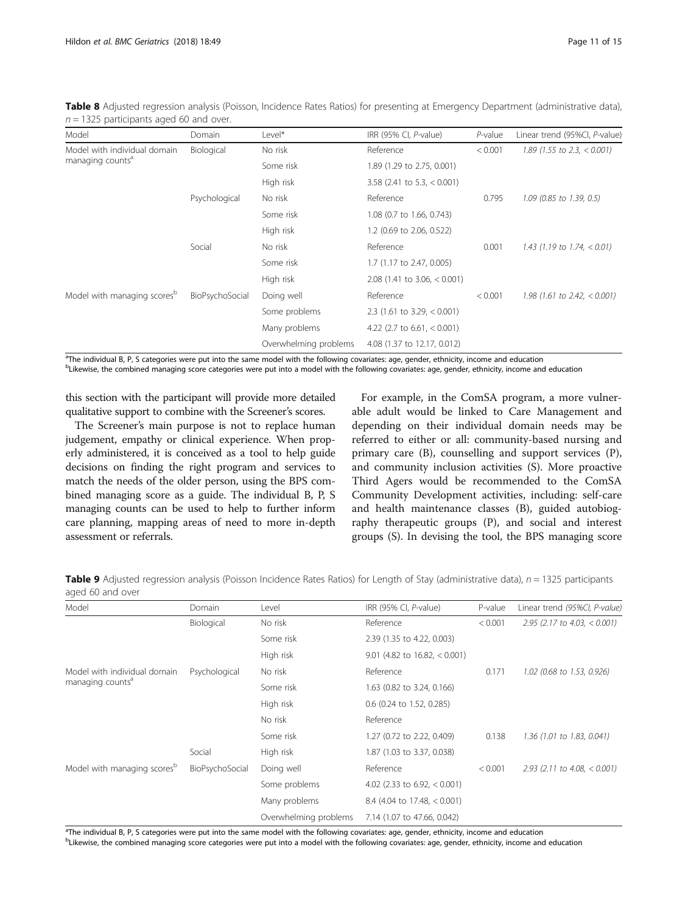**Table 8** Adjusted regression analysis (Poisson, Incidence Rates Ratios) for presenting at Emergency Department (administrative data), $n = 1325$ participants aged 60 and over.

| Model | Domain | Level* | IRR (95% CI, *P*-value) | *P*-value | Linear trend (95%CI, *P*-value) |
|---|---|---|---|---|---|
| Model with individual domain managing counts[a] | Biological | No risk | Reference | < 0.001 | *1.89 (1.55 to 2.3, < 0.001)* |
| | | Some risk | 1.89 (1.29 to 2.75, 0.001) | | |
| | | High risk | 3.58 (2.41 to 5.3, < 0.001) | | |
| | Psychological | No risk | Reference | 0.795 | *1.09 (0.85 to 1.39, 0.5)* |
| | | Some risk | 1.08 (0.7 to 1.66, 0.743) | | |
| | | High risk | 1.2 (0.69 to 2.06, 0.522) | | |
| | Social | No risk | Reference | 0.001 | *1.43 (1.19 to 1.74, < 0.01)* |
| | | Some risk | 1.7 (1.17 to 2.47, 0.005) | | |
| | | High risk | 2.08 (1.41 to 3.06, < 0.001) | | |
| Model with managing scores[b] | BioPsychoSocial | Doing well | Reference | < 0.001 | *1.98 (1.61 to 2.42, < 0.001)* |
| | | Some problems | 2.3 (1.61 to 3.29, < 0.001) | | |
| | | Many problems | 4.22 (2.7 to 6.61, < 0.001) | | |
| | | Overwhelming problems | 4.08 (1.37 to 12.17, 0.012) | | |

[a]The individual B, P, S categories were put into the same model with the following covariates: age, gender, ethnicity, income and education
[b]Likewise, the combined managing score categories were put into a model with the following covariates: age, gender, ethnicity, income and education

this section with the participant will provide more detailed qualitative support to combine with the Screener's scores.

The Screener's main purpose is not to replace human judgement, empathy or clinical experience. When properly administered, it is conceived as a tool to help guide decisions on finding the right program and services to match the needs of the older person, using the BPS combined managing score as a guide. The individual B, P, S managing counts can be used to help to further inform care planning, mapping areas of need to more in-depth assessment or referrals.

For example, in the ComSA program, a more vulnerable adult would be linked to Care Management and depending on their individual domain needs may be referred to either or all: community-based nursing and primary care (B), counselling and support services (P), and community inclusion activities (S). More proactive Third Agers would be recommended to the ComSA Community Development activities, including: self-care and health maintenance classes (B), guided autobiography therapeutic groups (P), and social and interest groups (S). In devising the tool, the BPS managing score

**Table 9** Adjusted regression analysis (Poisson Incidence Rates Ratios) for Length of Stay (administrative data), $n = 1325$ participants aged 60 and over

| Model | Domain | Level | IRR (95% CI, *P*-value) | P-value | Linear trend *(95%CI, P-value)* |
|---|---|---|---|---|---|
| Model with individual domain managing counts[a] | Biological | No risk | Reference | < 0.001 | *2.95 (2.17 to 4.03, < 0.001)* |
| | | Some risk | 2.39 (1.35 to 4.22, 0.003) | | |
| | | High risk | 9.01 (4.82 to 16.82, < 0.001) | | |
| | Psychological | No risk | Reference | 0.171 | *1.02 (0.68 to 1.53, 0.926)* |
| | | Some risk | 1.63 (0.82 to 3.24, 0.166) | | |
| | | High risk | 0.6 (0.24 to 1.52, 0.285) | | |
| | Social | No risk | Reference | 0.138 | *1.36 (1.01 to 1.83, 0.041)* |
| | | Some risk | 1.27 (0.72 to 2.22, 0.409) | | |
| | | High risk | 1.87 (1.03 to 3.37, 0.038) | | |
| Model with managing scores[b] | BioPsychoSocial | Doing well | Reference | < 0.001 | *2.93 (2.11 to 4.08, < 0.001)* |
| | | Some problems | 4.02 (2.33 to 6.92, < 0.001) | | |
| | | Many problems | 8.4 (4.04 to 17.48, < 0.001) | | |
| | | Overwhelming problems | 7.14 (1.07 to 47.66, 0.042) | | |

[a]The individual B, P, S categories were put into the same model with the following covariates: age, gender, ethnicity, income and education
[b]Likewise, the combined managing score categories were put into a model with the following covariates: age, gender, ethnicity, income and education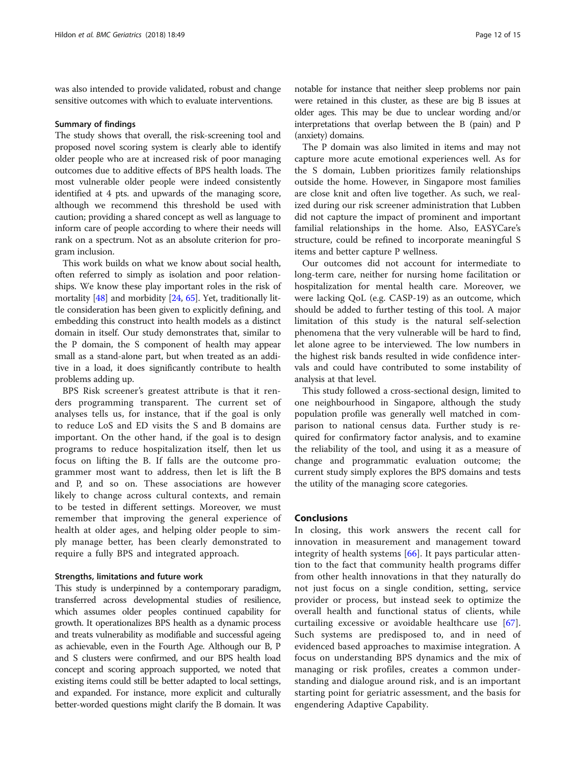was also intended to provide validated, robust and change sensitive outcomes with which to evaluate interventions.

### Summary of findings

The study shows that overall, the risk-screening tool and proposed novel scoring system is clearly able to identify older people who are at increased risk of poor managing outcomes due to additive effects of BPS health loads. The most vulnerable older people were indeed consistently identified at 4 pts. and upwards of the managing score, although we recommend this threshold be used with caution; providing a shared concept as well as language to inform care of people according to where their needs will rank on a spectrum. Not as an absolute criterion for program inclusion.

This work builds on what we know about social health, often referred to simply as isolation and poor relationships. We know these play important roles in the risk of mortality [48] and morbidity [24, 65]. Yet, traditionally little consideration has been given to explicitly defining, and embedding this construct into health models as a distinct domain in itself. Our study demonstrates that, similar to the P domain, the S component of health may appear small as a stand-alone part, but when treated as an additive in a load, it does significantly contribute to health problems adding up.

BPS Risk screener's greatest attribute is that it renders programming transparent. The current set of analyses tells us, for instance, that if the goal is only to reduce LoS and ED visits the S and B domains are important. On the other hand, if the goal is to design programs to reduce hospitalization itself, then let us focus on lifting the B. If falls are the outcome programmer most want to address, then let is lift the B and P, and so on. These associations are however likely to change across cultural contexts, and remain to be tested in different settings. Moreover, we must remember that improving the general experience of health at older ages, and helping older people to simply manage better, has been clearly demonstrated to require a fully BPS and integrated approach.

### Strengths, limitations and future work

This study is underpinned by a contemporary paradigm, transferred across developmental studies of resilience, which assumes older peoples continued capability for growth. It operationalizes BPS health as a dynamic process and treats vulnerability as modifiable and successful ageing as achievable, even in the Fourth Age. Although our B, P and S clusters were confirmed, and our BPS health load concept and scoring approach supported, we noted that existing items could still be better adapted to local settings, and expanded. For instance, more explicit and culturally better-worded questions might clarify the B domain. It was notable for instance that neither sleep problems nor pain were retained in this cluster, as these are big B issues at older ages. This may be due to unclear wording and/or interpretations that overlap between the B (pain) and P (anxiety) domains.

The P domain was also limited in items and may not capture more acute emotional experiences well. As for the S domain, Lubben prioritizes family relationships outside the home. However, in Singapore most families are close knit and often live together. As such, we realized during our risk screener administration that Lubben did not capture the impact of prominent and important familial relationships in the home. Also, EASYCare's structure, could be refined to incorporate meaningful S items and better capture P wellness.

Our outcomes did not account for intermediate to long-term care, neither for nursing home facilitation or hospitalization for mental health care. Moreover, we were lacking QoL (e.g. CASP-19) as an outcome, which should be added to further testing of this tool. A major limitation of this study is the natural self-selection phenomena that the very vulnerable will be hard to find, let alone agree to be interviewed. The low numbers in the highest risk bands resulted in wide confidence intervals and could have contributed to some instability of analysis at that level.

This study followed a cross-sectional design, limited to one neighbourhood in Singapore, although the study population profile was generally well matched in comparison to national census data. Further study is required for confirmatory factor analysis, and to examine the reliability of the tool, and using it as a measure of change and programmatic evaluation outcome; the current study simply explores the BPS domains and tests the utility of the managing score categories.

## Conclusions

In closing, this work answers the recent call for innovation in measurement and management toward integrity of health systems [66]. It pays particular attention to the fact that community health programs differ from other health innovations in that they naturally do not just focus on a single condition, setting, service provider or process, but instead seek to optimize the overall health and functional status of clients, while curtailing excessive or avoidable healthcare use [67]. Such systems are predisposed to, and in need of evidenced based approaches to maximise integration. A focus on understanding BPS dynamics and the mix of managing or risk profiles, creates a common understanding and dialogue around risk, and is an important starting point for geriatric assessment, and the basis for engendering Adaptive Capability.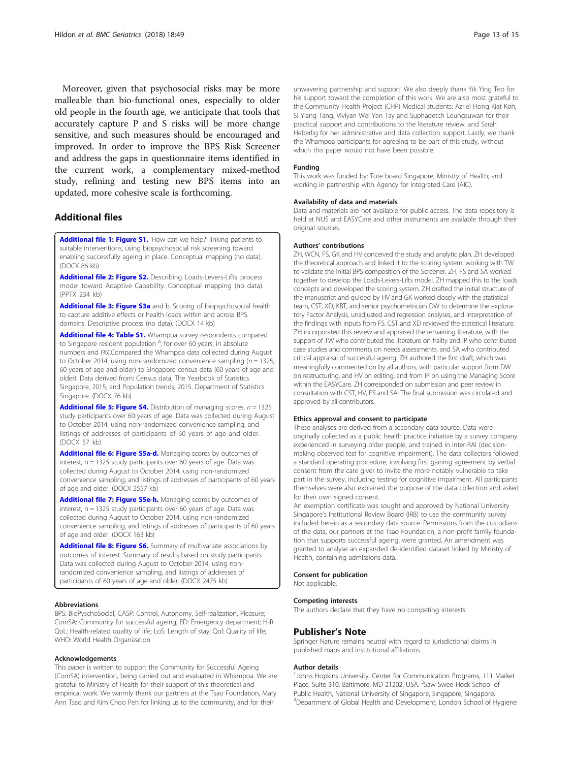Moreover, given that psychosocial risks may be more malleable than bio-functional ones, especially to older old people in the fourth age, we anticipate that tools that accurately capture P and S risks will be more change sensitive, and such measures should be encouraged and improved. In order to improve the BPS Risk Screener and address the gaps in questionnaire items identified in the current work, a complementary mixed-method study, refining and testing new BPS items into an updated, more cohesive scale is forthcoming.

## Additional files

**Additional file 1: Figure S1.** 'How can we help?' linking patients to suitable interventions, using biopsychosocial risk screening toward enabling successfully ageing in place. Conceptual mapping (no data). (DOCX 86 kb)

**Additional file 2: Figure S2.** Describing Loads-Levers-Lifts process model toward Adaptive Capability. Conceptual mapping (no data). (PPTX 234 kb)

**Additional file 3: Figure S3a** and b. Scoring of biopsychosocial health to capture additive effects or health loads within and across BPS domains. Descriptive process (no data). (DOCX 14 kb)

**Additional file 4: Table S1.** Whampoa survey respondents compared to Singapore resident population [a], for over 60 years, in absolute numbers and (%).Compared the Whampoa data collected during August to October 2014, using non-randomized convenience sampling ($n = 1325$, 60 years of age and older) to Singapore census data (60 years of age and older). Data derived from: Census data, The Yearbook of Statistics Singapore, 2015; and Population trends, 2015. Department of Statistics Singapore. (DOCX 76 kb)

**Additional file 5: Figure S4.** Distribution of managing scores, $n = 1325$ study participants over 60 years of age. Data was collected during August to October 2014, using non-randomized convenience sampling, and listings of addresses of participants of 60 years of age and older. (DOCX 57 kb)

**Additional file 6: Figure S5a-d.** Managing scores by outcomes of interest, n = 1325 study participants over 60 years of age. Data was collected during August to October 2014, using non-randomized convenience sampling, and listings of addresses of participants of 60 years of age and older. (DOCX 2557 kb)

**Additional file 7: Figure S5e-h.** Managing scores by outcomes of interest, n = 1325 study participants over 60 years of age. Data was collected during August to October 2014, using non-randomized convenience sampling, and listings of addresses of participants of 60 years of age and older. (DOCX 163 kb)

**Additional file 8: Figure S6.** Summary of multivariate associations by outcomes of interest. Summary of results based on study participants. Data was collected during August to October 2014, using non-randomized convenience sampling, and listings of addresses of participants of 60 years of age and older. (DOCX 2475 kb)

### Abbreviations

BPS: BioPyschoSocial; CASP: Control, Autonomy, Self-realization, Pleasure; ComSA: Community for successful ageing; ED: Emergency department; H-R QoL: Health-related quality of life; LoS: Length of stay; Qol: Quality of life; WHO: World Health Organization

### Acknowledgements

This paper is written to support the Community for Successful Ageing (ComSA) intervention, being carried out and evaluated in Whampoa. We are grateful to Ministry of Health for their support of this theoretical and empirical work. We warmly thank our partners at the Tsao Foundation, Mary Ann Tsao and Kim Choo Peh for linking us to the community, and for their unwavering partnership and support. We also deeply thank Yik Ying Teo for his support toward the completion of this work. We are also most grateful to the Community Health Project (CHP) Medical students: Azriel Hong Kiat Koh, Si Yiang Tang, Viviyan Wei Yen Tay and Suphadetch Leungsuwan for their practical support and contributions to the literature review, and Sarah Heberlig for her administrative and data collection support. Lastly, we thank the Whampoa participants for agreeing to be part of this study, without which this paper would not have been possible.

### Funding

This work was funded by: Tote board Singapore, Ministry of Health; and working in partnership with Agency for Integrated Care (AIC).

### Availability of data and materials

Data and materials are not available for public access. The data repository is held at NUS and EASYCare and other instruments are available through their original sources.

### Authors' contributions

ZH, WCN, FS, GK and HV conceived the study and analytic plan. ZH developed the theoretical approach and linked it to the scoring system, working with TW to validate the initial BPS composition of the Screener. ZH, FS and SA worked together to develop the Loads-Levers-Lifts model. ZH mapped this to the loads concepts and developed the scoring system. ZH drafted the initial structure of the manuscript and guided by HV and GK worked closely with the statistical team, CST, XD, KBT, and senior psychometrician DW to determine the exploratory Factor Analysis, unadjusted and regression analyses, and interpretation of the findings with inputs from FS. CST and XD reviewed the statistical literature. ZH incorporated this review and appraised the remaining literature, with the support of TW who contributed the literature on frailty and IP who contributed case studies and comments on needs assessments, and SA who contributed critical appraisal of successful ageing. ZH authored the first draft, which was meaningfully commented on by all authors, with particular support from DW on restructuring, and HV on editing, and from IP on using the Managing Score within the EASYCare. ZH corresponded on submission and peer review in consultation with CST, HV, FS and SA. The final submission was circulated and approved by all contributors.

### Ethics approval and consent to participate

These analyses are derived from a secondary data source. Data were originally collected as a public health practice initiative by a survey company experienced in surveying older people, and trained in Inter-RAI (decision-making observed test for cognitive impairment). The data collectors followed a standard operating procedure, involving first gaining agreement by verbal consent from the care giver to invite the more notably vulnerable to take part in the survey, including testing for cognitive impairment. All participants themselves were also explained the purpose of the data collection and asked for their own signed consent.

An exemption certificate was sought and approved by National University Singapore's Institutional Review Board (IRB) to use the community survey included herein as a secondary data source. Permissions from the custodians of the data, our partners at the Tsao Foundation, a non-profit family foundation that supports successful ageing, were granted. An amendment was granted to analyse an expanded de-identified dataset linked by Ministry of Health, containing admissions data.

### Consent for publication

Not applicable.

### Competing interests

The authors declare that they have no competing interests.

## Publisher's Note

Springer Nature remains neutral with regard to jurisdictional claims in published maps and institutional affiliations.

### Author details

[1]Johns Hopkins University, Center for Communication Programs, 111 Market Place, Suite 310, Baltimore, MD 21202, USA. [2]Saw Swee Hock School of Public Health, National University of Singapore, Singapore, Singapore. [3]Department of Global Health and Development, London School of Hygiene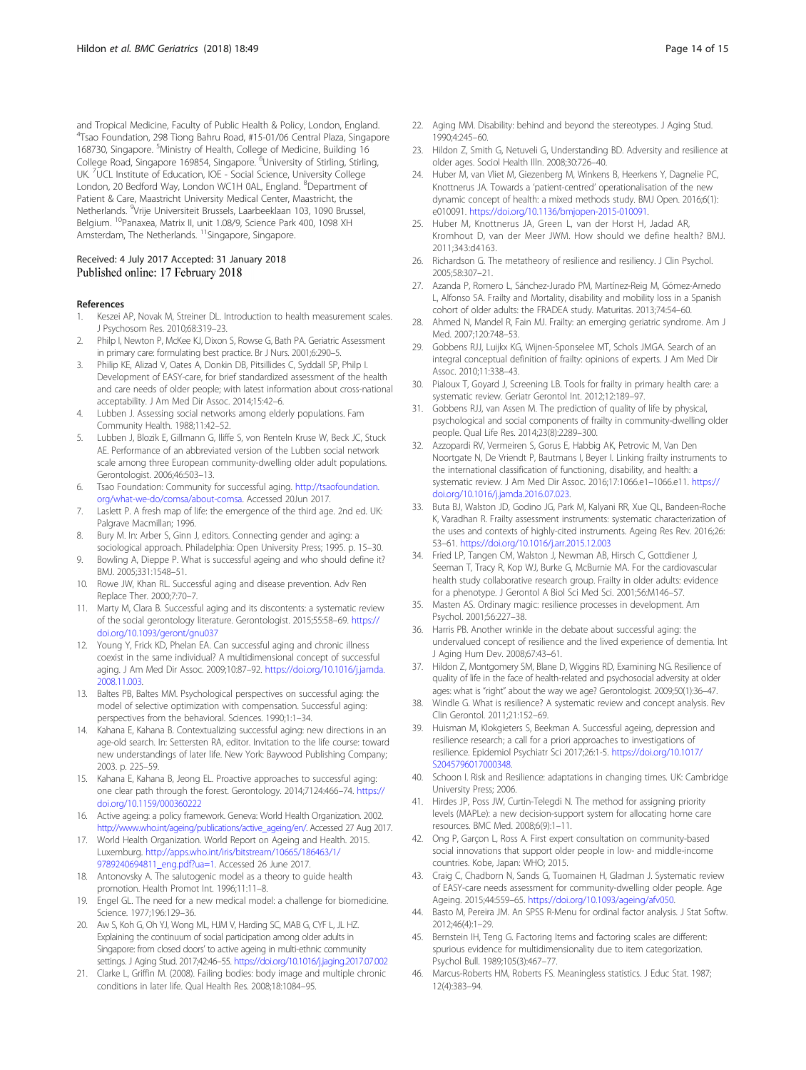and Tropical Medicine, Faculty of Public Health & Policy, London, England. [4]Tsao Foundation, 298 Tiong Bahru Road, #15-01/06 Central Plaza, Singapore 168730, Singapore. [5]Ministry of Health, College of Medicine, Building 16 College Road, Singapore 169854, Singapore. [6]University of Stirling, Stirling, UK. [7]UCL Institute of Education, IOE - Social Science, University College London, 20 Bedford Way, London WC1H 0AL, England. [8]Department of Patient & Care, Maastricht University Medical Center, Maastricht, the Netherlands. [9]Vrije Universiteit Brussels, Laarbeeklaan 103, 1090 Brussel, Belgium. [10]Panaxea, Matrix II, unit 1.08/9, Science Park 400, 1098 XH Amsterdam, The Netherlands. [11]Singapore, Singapore.

Received: 4 July 2017 Accepted: 31 January 2018
Published online: 17 February 2018

## References

1. Keszei AP, Novak M, Streiner DL. Introduction to health measurement scales. J Psychosom Res. 2010;68:319–23.
2. Philp I, Newton P, McKee KJ, Dixon S, Rowse G, Bath PA. Geriatric Assessment in primary care: formulating best practice. Br J Nurs. 2001;6:290–5.
3. Philip KE, Alizad V, Oates A, Donkin DB, Pitsillides C, Syddall SP, Philp I. Development of EASY-care, for brief standardized assessment of the health and care needs of older people; with latest information about cross-national acceptability. J Am Med Dir Assoc. 2014;15:42–6.
4. Lubben J. Assessing social networks among elderly populations. Fam Community Health. 1988;11:42–52.
5. Lubben J, Blozik E, Gillmann G, Iliffe S, von Renteln Kruse W, Beck JC, Stuck AE. Performance of an abbreviated version of the Lubben social network scale among three European community-dwelling older adult populations. Gerontologist. 2006;46:503–13.
6. Tsao Foundation: Community for successful aging. http://tsaofoundation.org/what-we-do/comsa/about-comsa. Accessed 20Jun 2017.
7. Laslett P. A fresh map of life: the emergence of the third age. 2nd ed. UK: Palgrave Macmillan; 1996.
8. Bury M. In: Arber S, Ginn J, editors. Connecting gender and aging: a sociological approach. Philadelphia: Open University Press; 1995. p. 15–30.
9. Bowling A, Dieppe P. What is successful ageing and who should define it? BMJ. 2005;331:1548–51.
10. Rowe JW, Khan RL. Successful aging and disease prevention. Adv Ren Replace Ther. 2000;7:70–7.
11. Marty M, Clara B. Successful aging and its discontents: a systematic review of the social gerontology literature. Gerontologist. 2015;55:58–69. https://doi.org/10.1093/geront/gnu037
12. Young Y, Frick KD, Phelan EA. Can successful aging and chronic illness coexist in the same individual? A multidimensional concept of successful aging. J Am Med Dir Assoc. 2009;10:87–92. https://doi.org/10.1016/j.jamda.2008.11.003.
13. Baltes PB, Baltes MM. Psychological perspectives on successful aging: the model of selective optimization with compensation. Successful aging: perspectives from the behavioral. Sciences. 1990;1:1–34.
14. Kahana E, Kahana B. Contextualizing successful aging: new directions in an age-old search. In: Settersten RA, editor. Invitation to the life course: toward new understandings of later life. New York: Baywood Publishing Company; 2003. p. 225–59.
15. Kahana E, Kahana B, Jeong EL. Proactive approaches to successful aging: one clear path through the forest. Gerontology. 2014;7124:466–74. https://doi.org/10.1159/000360222
16. Active ageing: a policy framework. Geneva: World Health Organization. 2002. http://www.who.int/ageing/publications/active_ageing/en/. Accessed 27 Aug 2017.
17. World Health Organization. World Report on Ageing and Health. 2015. Luxemburg. http://apps.who.int/iris/bitstream/10665/186463/1/9789240694811_eng.pdf?ua=1. Accessed 26 June 2017.
18. Antonovsky A. The salutogenic model as a theory to guide health promotion. Health Promot Int. 1996;11:11–8.
19. Engel GL. The need for a new medical model: a challenge for biomedicine. Science. 1977;196:129–36.
20. Aw S, Koh G, Oh YJ, Wong ML, HJM V, Harding SC, MAB G, CYF L, JL HZ. Explaining the continuum of social participation among older adults in Singapore: from closed doors' to active ageing in multi-ethnic community settings. J Aging Stud. 2017;42:46–55. https://doi.org/10.1016/j.jaging.2017.07.002
21. Clarke L, Griffin M. (2008). Failing bodies: body image and multiple chronic conditions in later life. Qual Health Res. 2008;18:1084–95.
22. Aging MM. Disability: behind and beyond the stereotypes. J Aging Stud. 1990;4:245–60.
23. Hildon Z, Smith G, Netuveli G, Understanding BD. Adversity and resilience at older ages. Sociol Health Illn. 2008;30:726–40.
24. Huber M, van Vliet M, Giezenberg M, Winkens B, Heerkens Y, Dagnelie PC, Knottnerus JA. Towards a 'patient-centred' operationalisation of the new dynamic concept of health: a mixed methods study. BMJ Open. 2016;6(1):e010091. https://doi.org/10.1136/bmjopen-2015-010091.
25. Huber M, Knottnerus JA, Green L, van der Horst H, Jadad AR, Kromhout D, van der Meer JWM. How should we define health? BMJ. 2011;343:d4163.
26. Richardson G. The metatheory of resilience and resiliency. J Clin Psychol. 2005;58:307–21.
27. Azanda P, Romero L, Sánchez-Jurado PM, Martínez-Reig M, Gómez-Arnedo L, Alfonso SA. Frailty and Mortality, disability and mobility loss in a Spanish cohort of older adults: the FRADEA study. Maturitas. 2013;74:54–60.
28. Ahmed N, Mandel R, Fain MJ. Frailty: an emerging geriatric syndrome. Am J Med. 2007;120:748–53.
29. Gobbens RJJ, Luijkx KG, Wijnen-Sponselee MT, Schols JMGA. Search of an integral conceptual definition of frailty: opinions of experts. J Am Med Dir Assoc. 2010;11:338–43.
30. Pialoux T, Goyard J, Screening LB. Tools for frailty in primary health care: a systematic review. Geriatr Gerontol Int. 2012;12:189–97.
31. Gobbens RJJ, van Assen M. The prediction of quality of life by physical, psychological and social components of frailty in community-dwelling older people. Qual Life Res. 2014;23(8):2289–300.
32. Azzopardi RV, Vermeiren S, Gorus E, Habbig AK, Petrovic M, Van Den Noortgate N, De Vriendt P, Bautmans I, Beyer I. Linking frailty instruments to the international classification of functioning, disability, and health: a systematic review. J Am Med Dir Assoc. 2016;17:1066.e1–1066.e11. https://doi.org/10.1016/j.jamda.2016.07.023.
33. Buta BJ, Walston JD, Godino JG, Park M, Kalyani RR, Xue QL, Bandeen-Roche K, Varadhan R. Frailty assessment instruments: systematic characterization of the uses and contexts of highly-cited instruments. Ageing Res Rev. 2016;26:53–61. https://doi.org/10.1016/j.arr.2015.12.003
34. Fried LP, Tangen CM, Walston J, Newman AB, Hirsch C, Gottdiener J, Seeman T, Tracy R, Kop WJ, Burke G, McBurnie MA. For the cardiovascular health study collaborative research group. Frailty in older adults: evidence for a phenotype. J Gerontol A Biol Sci Med Sci. 2001;56:M146–57.
35. Masten AS. Ordinary magic: resilience processes in development. Am Psychol. 2001;56:227–38.
36. Harris PB. Another wrinkle in the debate about successful aging: the undervalued concept of resilience and the lived experience of dementia. Int J Aging Hum Dev. 2008;67:43–61.
37. Hildon Z, Montgomery SM, Blane D, Wiggins RD, Examining NG. Resilience of quality of life in the face of health-related and psychosocial adversity at older ages: what is "right" about the way we age? Gerontologist. 2009;50(1):36–47.
38. Windle G. What is resilience? A systematic review and concept analysis. Rev Clin Gerontol. 2011;21:152–69.
39. Huisman M, Klokgieters S, Beekman A. Successful ageing, depression and resilience research; a call for a priori approaches to investigations of resilience. Epidemiol Psychiatr Sci 2017;26:1-5. https://doi.org/10.1017/S2045796017000348.
40. Schoon I. Risk and Resilience: adaptations in changing times. UK: Cambridge University Press; 2006.
41. Hirdes JP, Poss JW, Curtin-Telegdi N. The method for assigning priority levels (MAPLe): a new decision-support system for allocating home care resources. BMC Med. 2008;6(9):1–11.
42. Ong P, Garçon L, Ross A. First expert consultation on community-based social innovations that support older people in low- and middle-income countries. Kobe, Japan: WHO; 2015.
43. Craig C, Chadborn N, Sands G, Tuomainen H, Gladman J. Systematic review of EASY-care needs assessment for community-dwelling older people. Age Ageing. 2015;44:559–65. https://doi.org/10.1093/ageing/afv050.
44. Basto M, Pereira JM. An SPSS R-Menu for ordinal factor analysis. J Stat Softw. 2012;46(4):1–29.
45. Bernstein IH, Teng G. Factoring Items and factoring scales are different: spurious evidence for multidimensionality due to item categorization. Psychol Bull. 1989;105(3):467–77.
46. Marcus-Roberts HM, Roberts FS. Meaningless statistics. J Educ Stat. 1987;12(4):383–94.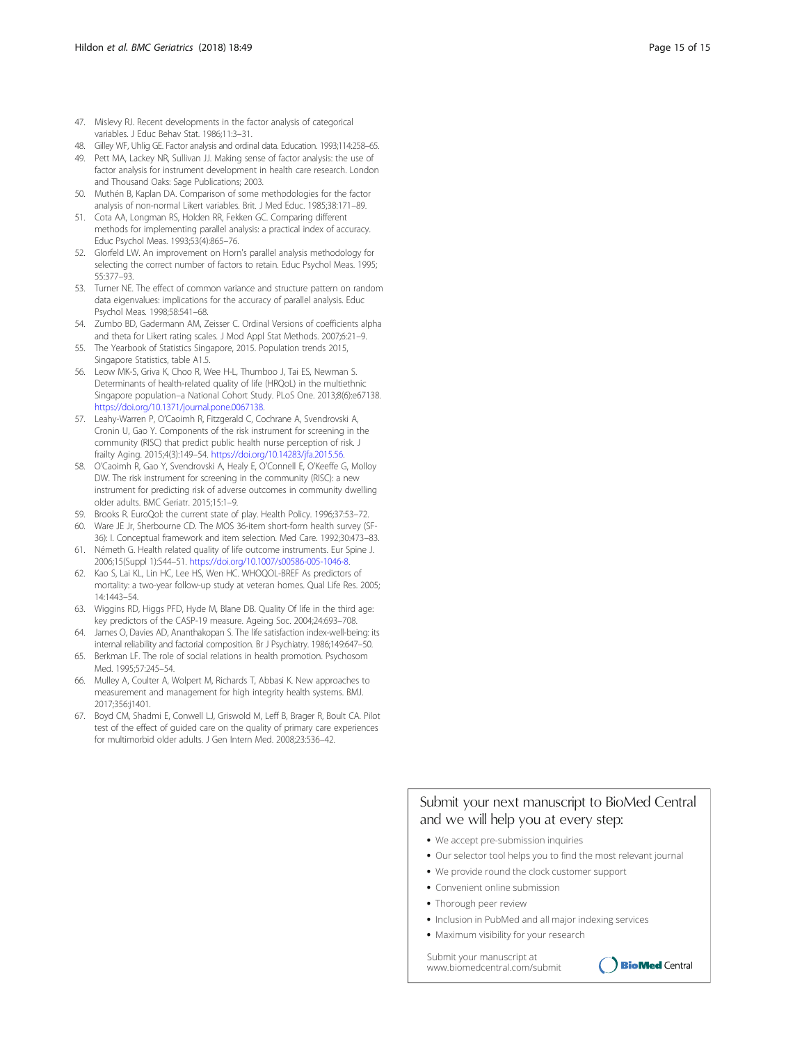47. Mislevy RJ. Recent developments in the factor analysis of categorical variables. J Educ Behav Stat. 1986;11:3–31.
48. Gilley WF, Uhlig GE. Factor analysis and ordinal data. Education. 1993;114:258–65.
49. Pett MA, Lackey NR, Sullivan JJ. Making sense of factor analysis: the use of factor analysis for instrument development in health care research. London and Thousand Oaks: Sage Publications; 2003.
50. Muthén B, Kaplan DA. Comparison of some methodologies for the factor analysis of non-normal Likert variables. Brit. J Med Educ. 1985;38:171–89.
51. Cota AA, Longman RS, Holden RR, Fekken GC. Comparing different methods for implementing parallel analysis: a practical index of accuracy. Educ Psychol Meas. 1993;53(4):865–76.
52. Glorfeld LW. An improvement on Horn's parallel analysis methodology for selecting the correct number of factors to retain. Educ Psychol Meas. 1995; 55:377–93.
53. Turner NE. The effect of common variance and structure pattern on random data eigenvalues: implications for the accuracy of parallel analysis. Educ Psychol Meas. 1998;58:541–68.
54. Zumbo BD, Gadermann AM, Zeisser C. Ordinal Versions of coefficients alpha and theta for Likert rating scales. J Mod Appl Stat Methods. 2007;6:21–9.
55. The Yearbook of Statistics Singapore, 2015. Population trends 2015, Singapore Statistics, table A1.5.
56. Leow MK-S, Griva K, Choo R, Wee H-L, Thumboo J, Tai ES, Newman S. Determinants of health-related quality of life (HRQoL) in the multiethnic Singapore population–a National Cohort Study. PLoS One. 2013;8(6):e67138. https://doi.org/10.1371/journal.pone.0067138.
57. Leahy-Warren P, O'Caoimh R, Fitzgerald C, Cochrane A, Svendrovski A, Cronin U, Gao Y. Components of the risk instrument for screening in the community (RISC) that predict public health nurse perception of risk. J frailty Aging. 2015;4(3):149–54. https://doi.org/10.14283/jfa.2015.56.
58. O'Caoimh R, Gao Y, Svendrovski A, Healy E, O'Connell E, O'Keeffe G, Molloy DW. The risk instrument for screening in the community (RISC): a new instrument for predicting risk of adverse outcomes in community dwelling older adults. BMC Geriatr. 2015;15:1–9.
59. Brooks R. EuroQol: the current state of play. Health Policy. 1996;37:53–72.
60. Ware JE Jr, Sherbourne CD. The MOS 36-item short-form health survey (SF-36): I. Conceptual framework and item selection. Med Care. 1992;30:473–83.
61. Németh G. Health related quality of life outcome instruments. Eur Spine J. 2006;15(Suppl 1):S44–51. https://doi.org/10.1007/s00586-005-1046-8.
62. Kao S, Lai KL, Lin HC, Lee HS, Wen HC. WHOQOL-BREF As predictors of mortality: a two-year follow-up study at veteran homes. Qual Life Res. 2005; 14:1443–54.
63. Wiggins RD, Higgs PFD, Hyde M, Blane DB. Quality Of life in the third age: key predictors of the CASP-19 measure. Ageing Soc. 2004;24:693–708.
64. James O, Davies AD, Ananthakopan S. The life satisfaction index-well-being: its internal reliability and factorial composition. Br J Psychiatry. 1986;149:647–50.
65. Berkman LF. The role of social relations in health promotion. Psychosom Med. 1995;57:245–54.
66. Mulley A, Coulter A, Wolpert M, Richards T, Abbasi K. New approaches to measurement and management for high integrity health systems. BMJ. 2017;356:j1401.
67. Boyd CM, Shadmi E, Conwell LJ, Griswold M, Leff B, Brager R, Boult CA. Pilot test of the effect of guided care on the quality of primary care experiences for multimorbid older adults. J Gen Intern Med. 2008;23:536–42.

Submit your next manuscript to BioMed Central and we will help you at every step:

- We accept pre-submission inquiries
- Our selector tool helps you to find the most relevant journal
- We provide round the clock customer support
- Convenient online submission
- Thorough peer review
- Inclusion in PubMed and all major indexing services
- Maximum visibility for your research

Submit your manuscript at
www.biomedcentral.com/submit

BioMed Central